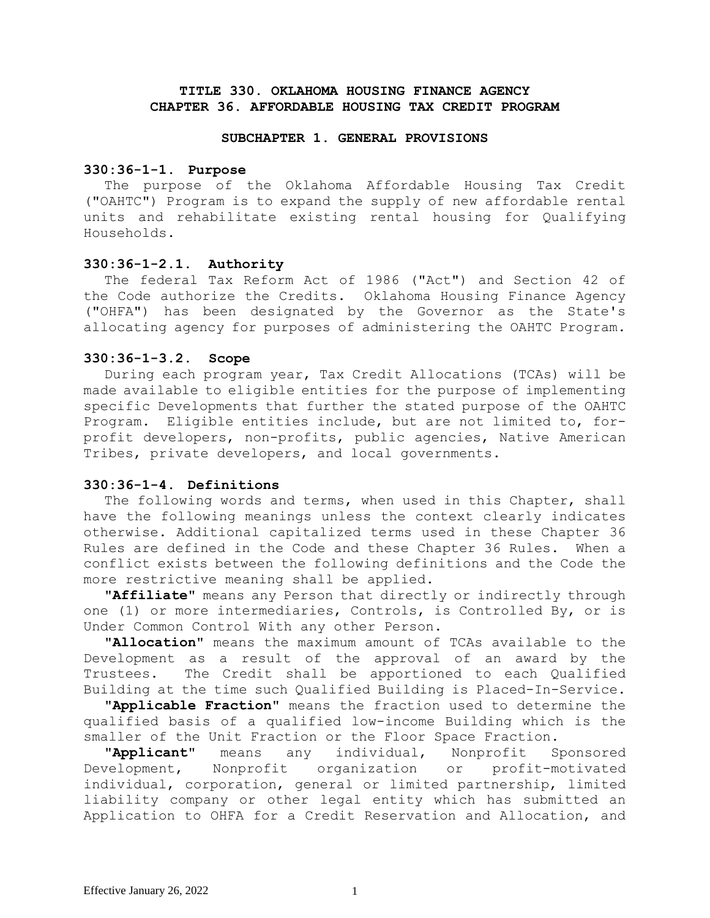# TITLE 330. OKLAHOMA HOUSING FINANCE AGENCY
# CHAPTER 36. AFFORDABLE HOUSING TAX CREDIT PROGRAM

## SUBCHAPTER 1. GENERAL PROVISIONS

### 330:36-1-1. Purpose

The purpose of the Oklahoma Affordable Housing Tax Credit ("OAHTC") Program is to expand the supply of new affordable rental units and rehabilitate existing rental housing for Qualifying Households.

### 330:36-1-2.1. Authority

The federal Tax Reform Act of 1986 ("Act") and Section 42 of the Code authorize the Credits. Oklahoma Housing Finance Agency ("OHFA") has been designated by the Governor as the State's allocating agency for purposes of administering the OAHTC Program.

### 330:36-1-3.2. Scope

During each program year, Tax Credit Allocations (TCAs) will be made available to eligible entities for the purpose of implementing specific Developments that further the stated purpose of the OAHTC Program. Eligible entities include, but are not limited to, for-profit developers, non-profits, public agencies, Native American Tribes, private developers, and local governments.

### 330:36-1-4. Definitions

The following words and terms, when used in this Chapter, shall have the following meanings unless the context clearly indicates otherwise. Additional capitalized terms used in these Chapter 36 Rules are defined in the Code and these Chapter 36 Rules. When a conflict exists between the following definitions and the Code the more restrictive meaning shall be applied.

"**Affiliate**" means any Person that directly or indirectly through one (1) or more intermediaries, Controls, is Controlled By, or is Under Common Control With any other Person.

"**Allocation**" means the maximum amount of TCAs available to the Development as a result of the approval of an award by the Trustees. The Credit shall be apportioned to each Qualified Building at the time such Qualified Building is Placed-In-Service.

"**Applicable Fraction**" means the fraction used to determine the qualified basis of a qualified low-income Building which is the smaller of the Unit Fraction or the Floor Space Fraction.

"**Applicant**" means any individual, Nonprofit Sponsored Development, Nonprofit organization or profit-motivated individual, corporation, general or limited partnership, limited liability company or other legal entity which has submitted an Application to OHFA for a Credit Reservation and Allocation, and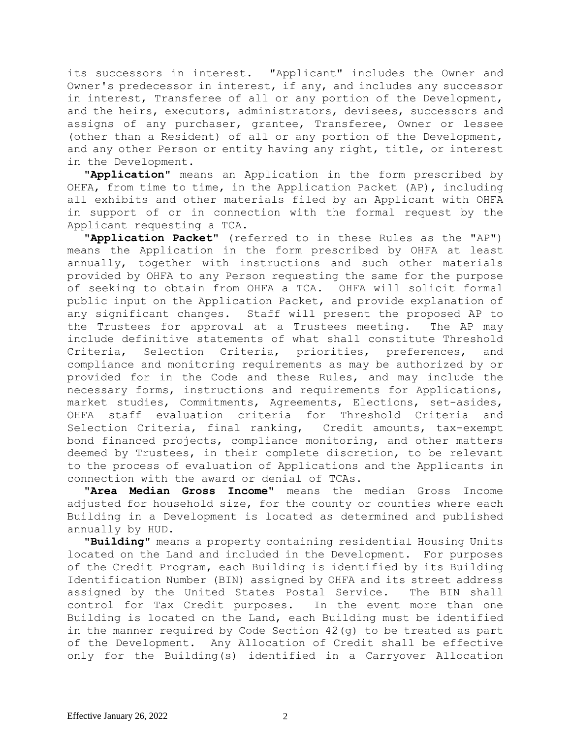its successors in interest. "Applicant" includes the Owner and Owner's predecessor in interest, if any, and includes any successor in interest, Transferee of all or any portion of the Development, and the heirs, executors, administrators, devisees, successors and assigns of any purchaser, grantee, Transferee, Owner or lessee (other than a Resident) of all or any portion of the Development, and any other Person or entity having any right, title, or interest in the Development.

"**Application**" means an Application in the form prescribed by OHFA, from time to time, in the Application Packet (AP), including all exhibits and other materials filed by an Applicant with OHFA in support of or in connection with the formal request by the Applicant requesting a TCA.

"**Application Packet**" (referred to in these Rules as the "AP") means the Application in the form prescribed by OHFA at least annually, together with instructions and such other materials provided by OHFA to any Person requesting the same for the purpose of seeking to obtain from OHFA a TCA. OHFA will solicit formal public input on the Application Packet, and provide explanation of any significant changes. Staff will present the proposed AP to the Trustees for approval at a Trustees meeting. The AP may include definitive statements of what shall constitute Threshold Criteria, Selection Criteria, priorities, preferences, and compliance and monitoring requirements as may be authorized by or provided for in the Code and these Rules, and may include the necessary forms, instructions and requirements for Applications, market studies, Commitments, Agreements, Elections, set-asides, OHFA staff evaluation criteria for Threshold Criteria and Selection Criteria, final ranking, Credit amounts, tax-exempt bond financed projects, compliance monitoring, and other matters deemed by Trustees, in their complete discretion, to be relevant to the process of evaluation of Applications and the Applicants in connection with the award or denial of TCAs.

"**Area Median Gross Income**" means the median Gross Income adjusted for household size, for the county or counties where each Building in a Development is located as determined and published annually by HUD.

"**Building**" means a property containing residential Housing Units located on the Land and included in the Development. For purposes of the Credit Program, each Building is identified by its Building Identification Number (BIN) assigned by OHFA and its street address assigned by the United States Postal Service. The BIN shall control for Tax Credit purposes. In the event more than one Building is located on the Land, each Building must be identified in the manner required by Code Section 42(g) to be treated as part of the Development. Any Allocation of Credit shall be effective only for the Building(s) identified in a Carryover Allocation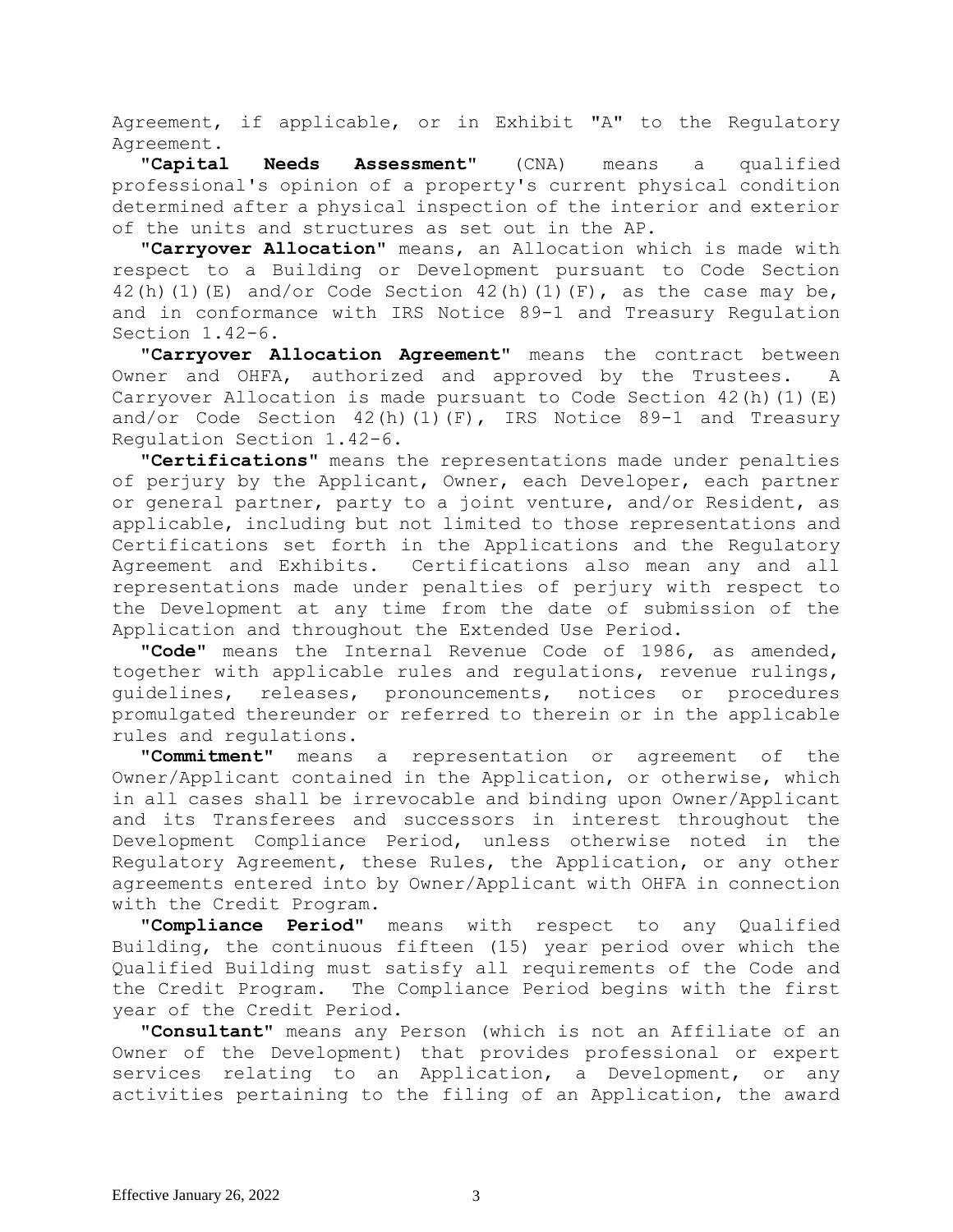Agreement, if applicable, or in Exhibit "A" to the Regulatory Agreement.

"**Capital Needs Assessment**" (CNA) means a qualified professional's opinion of a property's current physical condition determined after a physical inspection of the interior and exterior of the units and structures as set out in the AP.

"**Carryover Allocation**" means, an Allocation which is made with respect to a Building or Development pursuant to Code Section 42(h)(1)(E) and/or Code Section 42(h)(1)(F), as the case may be, and in conformance with IRS Notice 89-1 and Treasury Regulation Section 1.42-6.

"**Carryover Allocation Agreement**" means the contract between Owner and OHFA, authorized and approved by the Trustees. A Carryover Allocation is made pursuant to Code Section 42(h)(1)(E) and/or Code Section 42(h)(1)(F), IRS Notice 89-1 and Treasury Regulation Section 1.42-6.

"**Certifications**" means the representations made under penalties of perjury by the Applicant, Owner, each Developer, each partner or general partner, party to a joint venture, and/or Resident, as applicable, including but not limited to those representations and Certifications set forth in the Applications and the Regulatory Agreement and Exhibits. Certifications also mean any and all representations made under penalties of perjury with respect to the Development at any time from the date of submission of the Application and throughout the Extended Use Period.

"**Code**" means the Internal Revenue Code of 1986, as amended, together with applicable rules and regulations, revenue rulings, guidelines, releases, pronouncements, notices or procedures promulgated thereunder or referred to therein or in the applicable rules and regulations.

"**Commitment**" means a representation or agreement of the Owner/Applicant contained in the Application, or otherwise, which in all cases shall be irrevocable and binding upon Owner/Applicant and its Transferees and successors in interest throughout the Development Compliance Period, unless otherwise noted in the Regulatory Agreement, these Rules, the Application, or any other agreements entered into by Owner/Applicant with OHFA in connection with the Credit Program.

"**Compliance Period**" means with respect to any Qualified Building, the continuous fifteen (15) year period over which the Qualified Building must satisfy all requirements of the Code and the Credit Program. The Compliance Period begins with the first year of the Credit Period.

"**Consultant**" means any Person (which is not an Affiliate of an Owner of the Development) that provides professional or expert services relating to an Application, a Development, or any activities pertaining to the filing of an Application, the award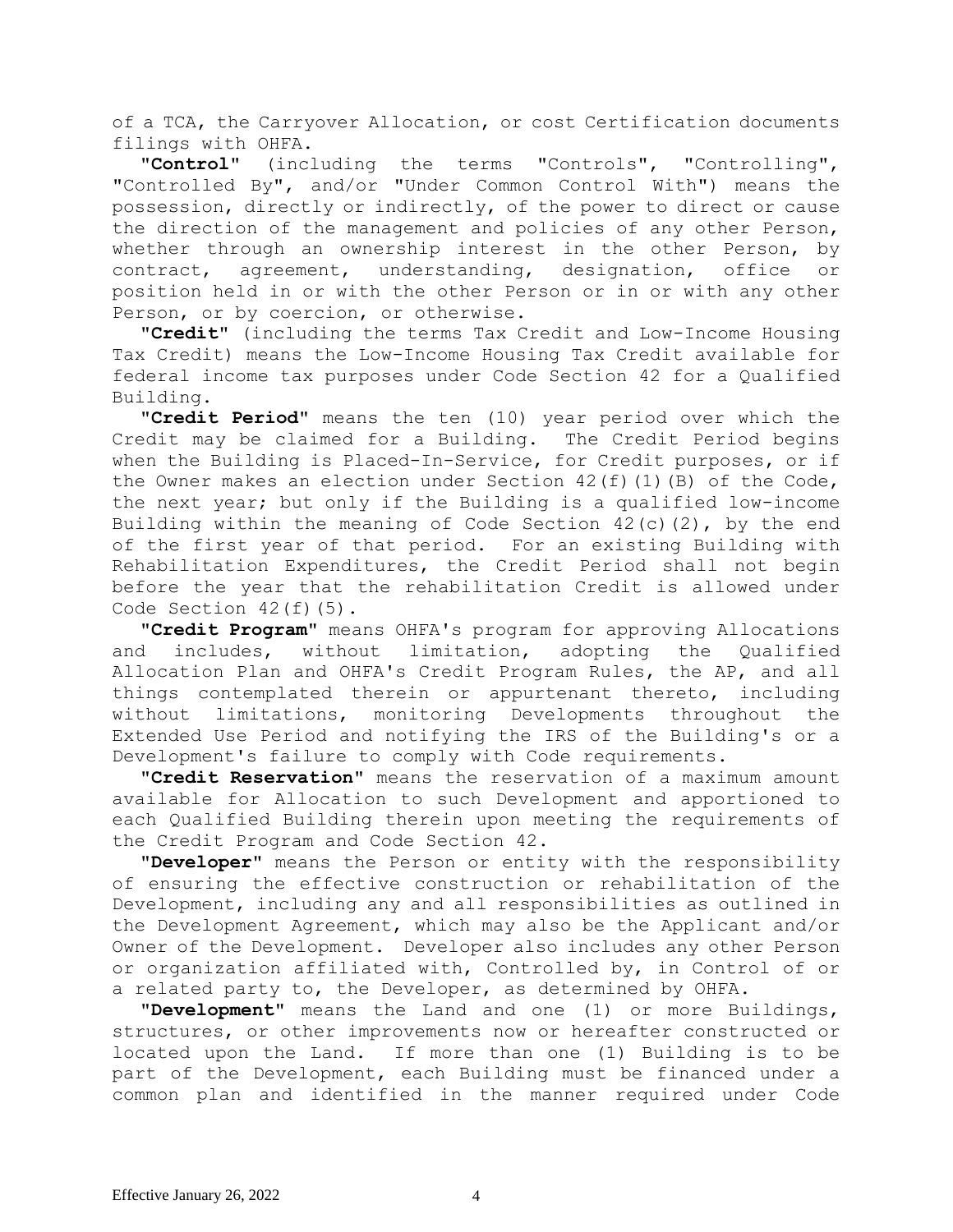of a TCA, the Carryover Allocation, or cost Certification documents filings with OHFA.

"**Control**" (including the terms "Controls", "Controlling", "Controlled By", and/or "Under Common Control With") means the possession, directly or indirectly, of the power to direct or cause the direction of the management and policies of any other Person, whether through an ownership interest in the other Person, by contract, agreement, understanding, designation, office or position held in or with the other Person or in or with any other Person, or by coercion, or otherwise.

"**Credit**" (including the terms Tax Credit and Low-Income Housing Tax Credit) means the Low-Income Housing Tax Credit available for federal income tax purposes under Code Section 42 for a Qualified Building.

"**Credit Period**" means the ten (10) year period over which the Credit may be claimed for a Building. The Credit Period begins when the Building is Placed-In-Service, for Credit purposes, or if the Owner makes an election under Section 42(f)(1)(B) of the Code, the next year; but only if the Building is a qualified low-income Building within the meaning of Code Section 42(c)(2), by the end of the first year of that period. For an existing Building with Rehabilitation Expenditures, the Credit Period shall not begin before the year that the rehabilitation Credit is allowed under Code Section 42(f)(5).

"**Credit Program**" means OHFA's program for approving Allocations and includes, without limitation, adopting the Qualified Allocation Plan and OHFA's Credit Program Rules, the AP, and all things contemplated therein or appurtenant thereto, including without limitations, monitoring Developments throughout the Extended Use Period and notifying the IRS of the Building's or a Development's failure to comply with Code requirements.

"**Credit Reservation**" means the reservation of a maximum amount available for Allocation to such Development and apportioned to each Qualified Building therein upon meeting the requirements of the Credit Program and Code Section 42.

"**Developer**" means the Person or entity with the responsibility of ensuring the effective construction or rehabilitation of the Development, including any and all responsibilities as outlined in the Development Agreement, which may also be the Applicant and/or Owner of the Development. Developer also includes any other Person or organization affiliated with, Controlled by, in Control of or a related party to, the Developer, as determined by OHFA.

"**Development**" means the Land and one (1) or more Buildings, structures, or other improvements now or hereafter constructed or located upon the Land. If more than one (1) Building is to be part of the Development, each Building must be financed under a common plan and identified in the manner required under Code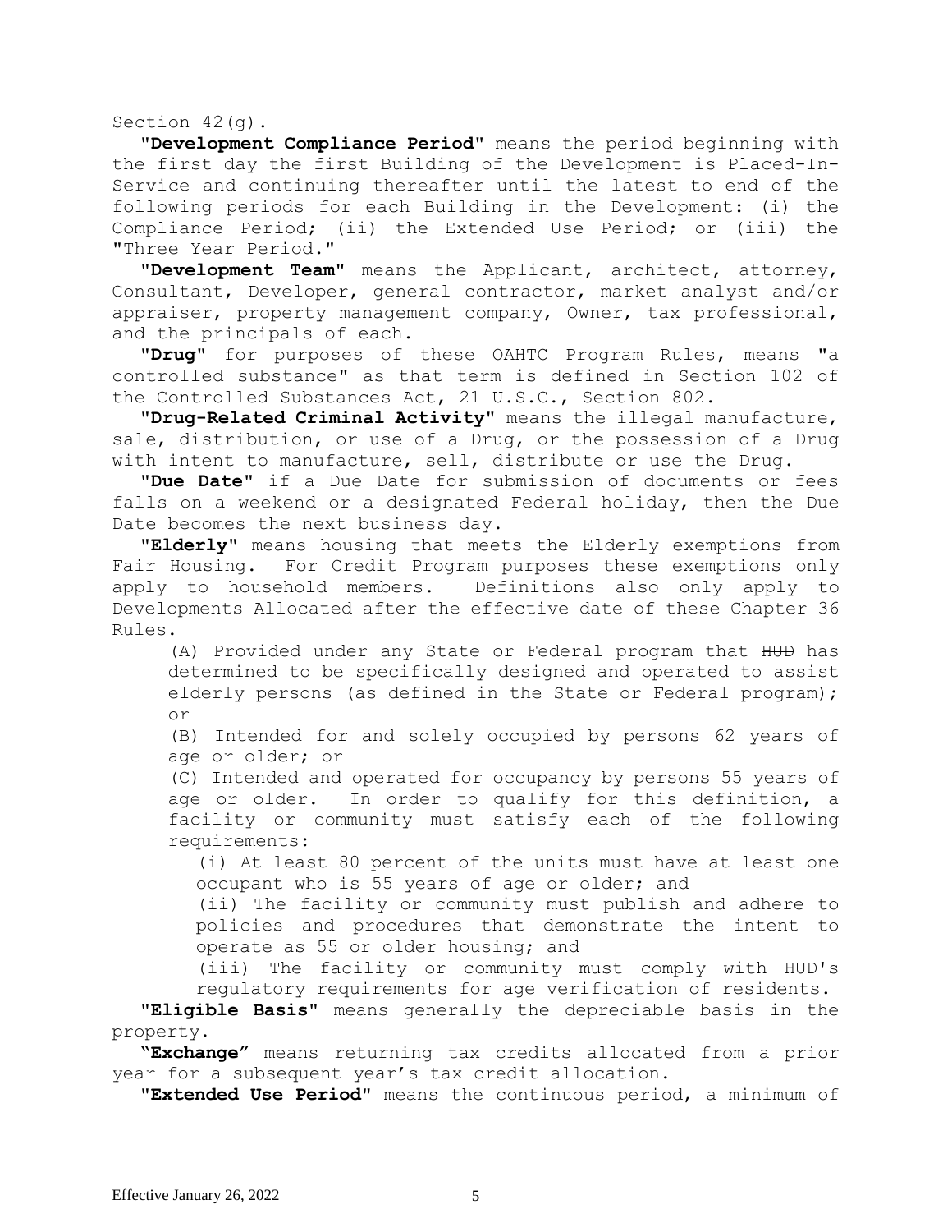Section 42(g).

**"Development Compliance Period"** means the period beginning with the first day the first Building of the Development is Placed-In-Service and continuing thereafter until the latest to end of the following periods for each Building in the Development: (i) the Compliance Period; (ii) the Extended Use Period; or (iii) the "Three Year Period."

**"Development Team"** means the Applicant, architect, attorney, Consultant, Developer, general contractor, market analyst and/or appraiser, property management company, Owner, tax professional, and the principals of each.

**"Drug"** for purposes of these OAHTC Program Rules, means "a controlled substance" as that term is defined in Section 102 of the Controlled Substances Act, 21 U.S.C., Section 802.

**"Drug-Related Criminal Activity"** means the illegal manufacture, sale, distribution, or use of a Drug, or the possession of a Drug with intent to manufacture, sell, distribute or use the Drug.

**"Due Date"** if a Due Date for submission of documents or fees falls on a weekend or a designated Federal holiday, then the Due Date becomes the next business day.

**"Elderly"** means housing that meets the Elderly exemptions from Fair Housing. For Credit Program purposes these exemptions only apply to household members. Definitions also only apply to Developments Allocated after the effective date of these Chapter 36 Rules.

(A) Provided under any State or Federal program that ~~HUD~~ has determined to be specifically designed and operated to assist elderly persons (as defined in the State or Federal program); or

(B) Intended for and solely occupied by persons 62 years of age or older; or

(C) Intended and operated for occupancy by persons 55 years of age or older. In order to qualify for this definition, a facility or community must satisfy each of the following requirements:

(i) At least 80 percent of the units must have at least one occupant who is 55 years of age or older; and

(ii) The facility or community must publish and adhere to policies and procedures that demonstrate the intent to operate as 55 or older housing; and

(iii) The facility or community must comply with HUD's regulatory requirements for age verification of residents.

**"Eligible Basis"** means generally the depreciable basis in the property.

**"Exchange"** means returning tax credits allocated from a prior year for a subsequent year's tax credit allocation.

**"Extended Use Period"** means the continuous period, a minimum of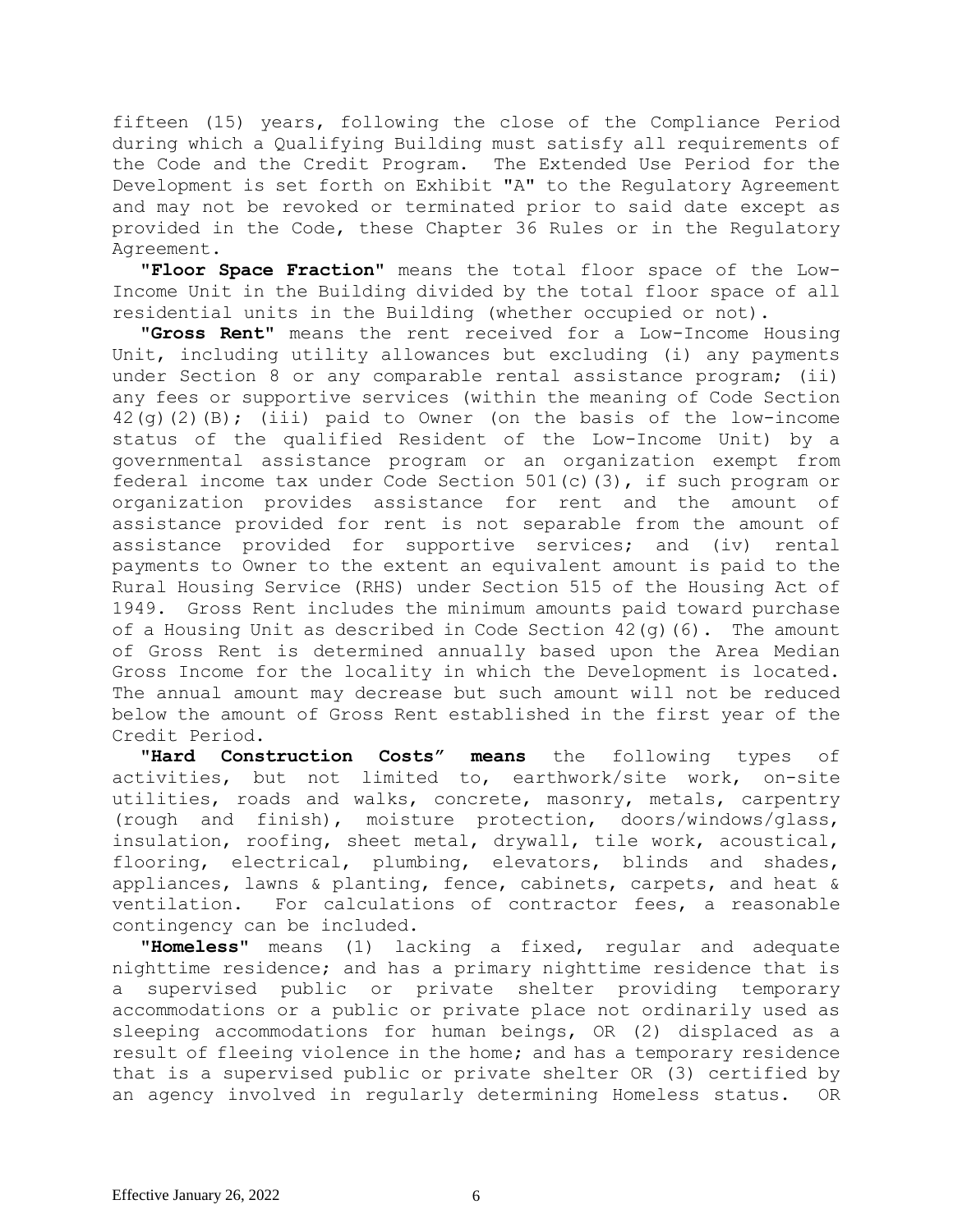fifteen (15) years, following the close of the Compliance Period during which a Qualifying Building must satisfy all requirements of the Code and the Credit Program. The Extended Use Period for the Development is set forth on Exhibit "A" to the Regulatory Agreement and may not be revoked or terminated prior to said date except as provided in the Code, these Chapter 36 Rules or in the Regulatory Agreement.

**"Floor Space Fraction"** means the total floor space of the Low-Income Unit in the Building divided by the total floor space of all residential units in the Building (whether occupied or not).

**"Gross Rent"** means the rent received for a Low-Income Housing Unit, including utility allowances but excluding (i) any payments under Section 8 or any comparable rental assistance program; (ii) any fees or supportive services (within the meaning of Code Section 42(g)(2)(B); (iii) paid to Owner (on the basis of the low-income status of the qualified Resident of the Low-Income Unit) by a governmental assistance program or an organization exempt from federal income tax under Code Section 501(c)(3), if such program or organization provides assistance for rent and the amount of assistance provided for rent is not separable from the amount of assistance provided for supportive services; and (iv) rental payments to Owner to the extent an equivalent amount is paid to the Rural Housing Service (RHS) under Section 515 of the Housing Act of 1949. Gross Rent includes the minimum amounts paid toward purchase of a Housing Unit as described in Code Section 42(g)(6). The amount of Gross Rent is determined annually based upon the Area Median Gross Income for the locality in which the Development is located. The annual amount may decrease but such amount will not be reduced below the amount of Gross Rent established in the first year of the Credit Period.

**"Hard Construction Costs" means** the following types of activities, but not limited to, earthwork/site work, on-site utilities, roads and walks, concrete, masonry, metals, carpentry (rough and finish), moisture protection, doors/windows/glass, insulation, roofing, sheet metal, drywall, tile work, acoustical, flooring, electrical, plumbing, elevators, blinds and shades, appliances, lawns & planting, fence, cabinets, carpets, and heat & ventilation. For calculations of contractor fees, a reasonable contingency can be included.

**"Homeless"** means (1) lacking a fixed, regular and adequate nighttime residence; and has a primary nighttime residence that is a supervised public or private shelter providing temporary accommodations or a public or private place not ordinarily used as sleeping accommodations for human beings, OR (2) displaced as a result of fleeing violence in the home; and has a temporary residence that is a supervised public or private shelter OR (3) certified by an agency involved in regularly determining Homeless status. OR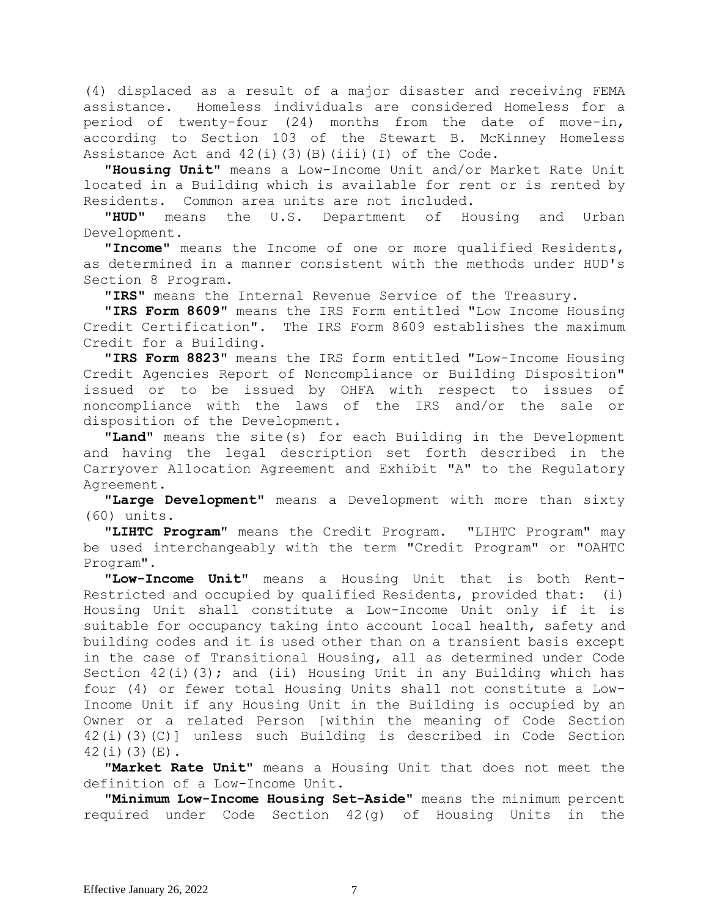(4) displaced as a result of a major disaster and receiving FEMA assistance. Homeless individuals are considered Homeless for a period of twenty-four (24) months from the date of move-in, according to Section 103 of the Stewart B. McKinney Homeless Assistance Act and 42(i)(3)(B)(iii)(I) of the Code.

"**Housing Unit**" means a Low-Income Unit and/or Market Rate Unit located in a Building which is available for rent or is rented by Residents. Common area units are not included.

"**HUD**" means the U.S. Department of Housing and Urban Development.

"**Income**" means the Income of one or more qualified Residents, as determined in a manner consistent with the methods under HUD's Section 8 Program.

"**IRS**" means the Internal Revenue Service of the Treasury.

"**IRS Form 8609**" means the IRS Form entitled "Low Income Housing Credit Certification". The IRS Form 8609 establishes the maximum Credit for a Building.

"**IRS Form 8823**" means the IRS form entitled "Low-Income Housing Credit Agencies Report of Noncompliance or Building Disposition" issued or to be issued by OHFA with respect to issues of noncompliance with the laws of the IRS and/or the sale or disposition of the Development.

"**Land**" means the site(s) for each Building in the Development and having the legal description set forth described in the Carryover Allocation Agreement and Exhibit "A" to the Regulatory Agreement.

"**Large Development**" means a Development with more than sixty (60) units.

"**LIHTC Program**" means the Credit Program. "LIHTC Program" may be used interchangeably with the term "Credit Program" or "OAHTC Program".

"**Low-Income Unit**" means a Housing Unit that is both Rent-Restricted and occupied by qualified Residents, provided that: (i) Housing Unit shall constitute a Low-Income Unit only if it is suitable for occupancy taking into account local health, safety and building codes and it is used other than on a transient basis except in the case of Transitional Housing, all as determined under Code Section 42(i)(3); and (ii) Housing Unit in any Building which has four (4) or fewer total Housing Units shall not constitute a Low-Income Unit if any Housing Unit in the Building is occupied by an Owner or a related Person [within the meaning of Code Section 42(i)(3)(C)] unless such Building is described in Code Section 42(i)(3)(E).

"**Market Rate Unit**" means a Housing Unit that does not meet the definition of a Low-Income Unit.

"**Minimum Low-Income Housing Set-Aside**" means the minimum percent required under Code Section 42(g) of Housing Units in the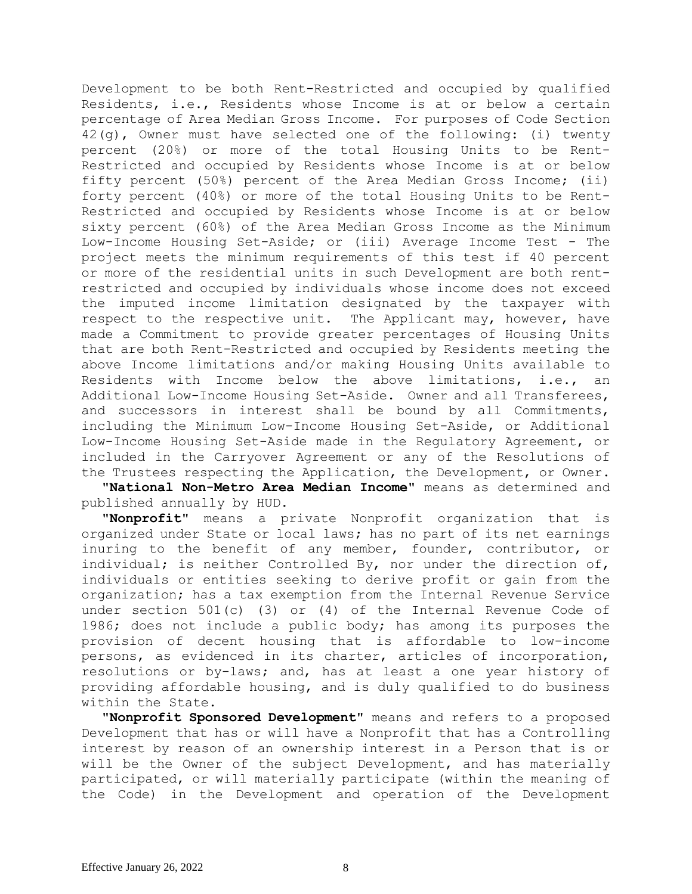Development to be both Rent-Restricted and occupied by qualified Residents, i.e., Residents whose Income is at or below a certain percentage of Area Median Gross Income. For purposes of Code Section 42(g), Owner must have selected one of the following: (i) twenty percent (20%) or more of the total Housing Units to be Rent-Restricted and occupied by Residents whose Income is at or below fifty percent (50%) percent of the Area Median Gross Income; (ii) forty percent (40%) or more of the total Housing Units to be Rent-Restricted and occupied by Residents whose Income is at or below sixty percent (60%) of the Area Median Gross Income as the Minimum Low-Income Housing Set-Aside; or (iii) Average Income Test - The project meets the minimum requirements of this test if 40 percent or more of the residential units in such Development are both rent-restricted and occupied by individuals whose income does not exceed the imputed income limitation designated by the taxpayer with respect to the respective unit. The Applicant may, however, have made a Commitment to provide greater percentages of Housing Units that are both Rent-Restricted and occupied by Residents meeting the above Income limitations and/or making Housing Units available to Residents with Income below the above limitations, i.e., an Additional Low-Income Housing Set-Aside. Owner and all Transferees, and successors in interest shall be bound by all Commitments, including the Minimum Low-Income Housing Set-Aside, or Additional Low-Income Housing Set-Aside made in the Regulatory Agreement, or included in the Carryover Agreement or any of the Resolutions of the Trustees respecting the Application, the Development, or Owner.

**"National Non-Metro Area Median Income"** means as determined and published annually by HUD.

**"Nonprofit"** means a private Nonprofit organization that is organized under State or local laws; has no part of its net earnings inuring to the benefit of any member, founder, contributor, or individual; is neither Controlled By, nor under the direction of, individuals or entities seeking to derive profit or gain from the organization; has a tax exemption from the Internal Revenue Service under section 501(c) (3) or (4) of the Internal Revenue Code of 1986; does not include a public body; has among its purposes the provision of decent housing that is affordable to low-income persons, as evidenced in its charter, articles of incorporation, resolutions or by-laws; and, has at least a one year history of providing affordable housing, and is duly qualified to do business within the State.

**"Nonprofit Sponsored Development"** means and refers to a proposed Development that has or will have a Nonprofit that has a Controlling interest by reason of an ownership interest in a Person that is or will be the Owner of the subject Development, and has materially participated, or will materially participate (within the meaning of the Code) in the Development and operation of the Development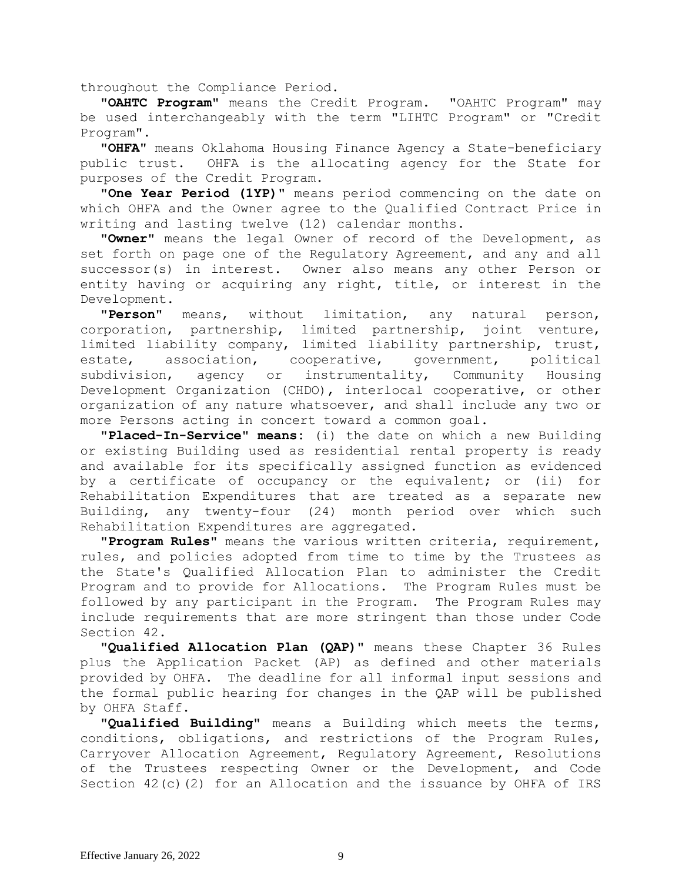throughout the Compliance Period.

"**OAHTC Program**" means the Credit Program. "OAHTC Program" may be used interchangeably with the term "LIHTC Program" or "Credit Program".

"**OHFA**" means Oklahoma Housing Finance Agency a State-beneficiary public trust. OHFA is the allocating agency for the State for purposes of the Credit Program.

"**One Year Period (1YP)**" means period commencing on the date on which OHFA and the Owner agree to the Qualified Contract Price in writing and lasting twelve (12) calendar months.

"**Owner**" means the legal Owner of record of the Development, as set forth on page one of the Regulatory Agreement, and any and all successor(s) in interest. Owner also means any other Person or entity having or acquiring any right, title, or interest in the Development.

"**Person**" means, without limitation, any natural person, corporation, partnership, limited partnership, joint venture, limited liability company, limited liability partnership, trust, estate, association, cooperative, government, political subdivision, agency or instrumentality, Community Housing Development Organization (CHDO), interlocal cooperative, or other organization of any nature whatsoever, and shall include any two or more Persons acting in concert toward a common goal.

"**Placed-In-Service" means**: (i) the date on which a new Building or existing Building used as residential rental property is ready and available for its specifically assigned function as evidenced by a certificate of occupancy or the equivalent; or (ii) for Rehabilitation Expenditures that are treated as a separate new Building, any twenty-four (24) month period over which such Rehabilitation Expenditures are aggregated.

"**Program Rules**" means the various written criteria, requirement, rules, and policies adopted from time to time by the Trustees as the State's Qualified Allocation Plan to administer the Credit Program and to provide for Allocations. The Program Rules must be followed by any participant in the Program. The Program Rules may include requirements that are more stringent than those under Code Section 42.

"**Qualified Allocation Plan (QAP)**" means these Chapter 36 Rules plus the Application Packet (AP) as defined and other materials provided by OHFA. The deadline for all informal input sessions and the formal public hearing for changes in the QAP will be published by OHFA Staff.

"**Qualified Building**" means a Building which meets the terms, conditions, obligations, and restrictions of the Program Rules, Carryover Allocation Agreement, Regulatory Agreement, Resolutions of the Trustees respecting Owner or the Development, and Code Section 42(c)(2) for an Allocation and the issuance by OHFA of IRS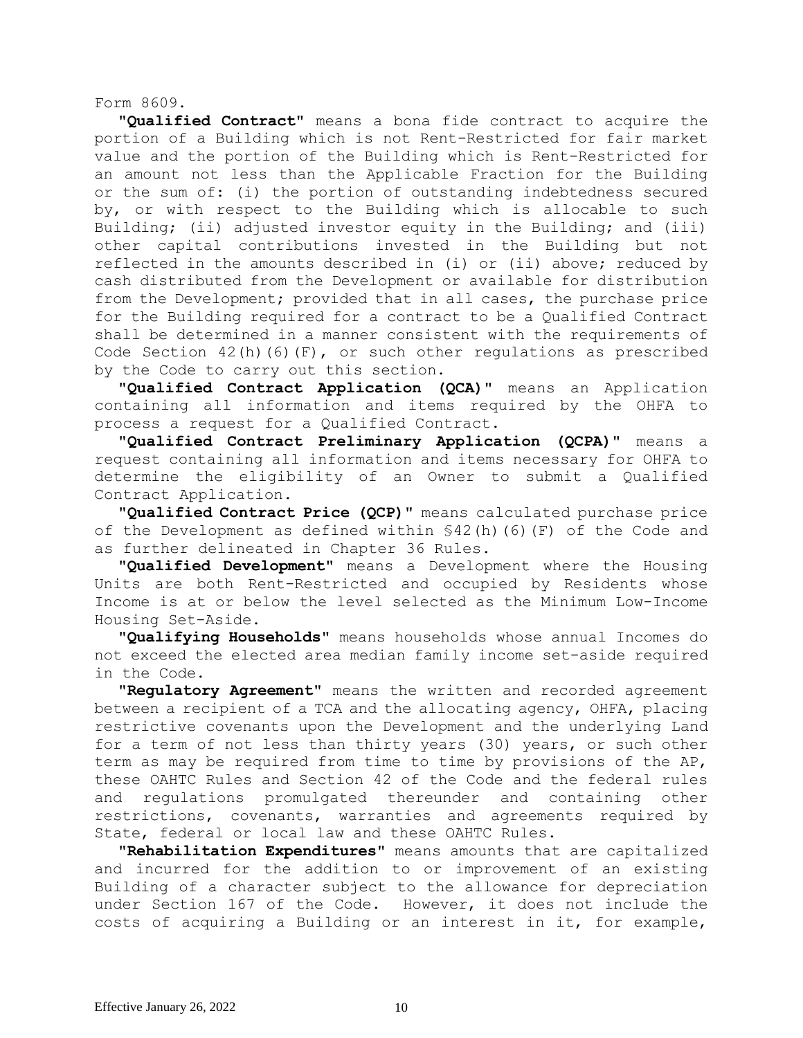Form 8609.

"**Qualified Contract**" means a bona fide contract to acquire the portion of a Building which is not Rent-Restricted for fair market value and the portion of the Building which is Rent-Restricted for an amount not less than the Applicable Fraction for the Building or the sum of: (i) the portion of outstanding indebtedness secured by, or with respect to the Building which is allocable to such Building; (ii) adjusted investor equity in the Building; and (iii) other capital contributions invested in the Building but not reflected in the amounts described in (i) or (ii) above; reduced by cash distributed from the Development or available for distribution from the Development; provided that in all cases, the purchase price for the Building required for a contract to be a Qualified Contract shall be determined in a manner consistent with the requirements of Code Section 42(h)(6)(F), or such other regulations as prescribed by the Code to carry out this section.

"**Qualified Contract Application (QCA)**" means an Application containing all information and items required by the OHFA to process a request for a Qualified Contract.

"**Qualified Contract Preliminary Application (QCPA)**" means a request containing all information and items necessary for OHFA to determine the eligibility of an Owner to submit a Qualified Contract Application.

"**Qualified Contract Price (QCP)**" means calculated purchase price of the Development as defined within §42(h)(6)(F) of the Code and as further delineated in Chapter 36 Rules.

"**Qualified Development**" means a Development where the Housing Units are both Rent-Restricted and occupied by Residents whose Income is at or below the level selected as the Minimum Low-Income Housing Set-Aside.

"**Qualifying Households**" means households whose annual Incomes do not exceed the elected area median family income set-aside required in the Code.

"**Regulatory Agreement**" means the written and recorded agreement between a recipient of a TCA and the allocating agency, OHFA, placing restrictive covenants upon the Development and the underlying Land for a term of not less than thirty years (30) years, or such other term as may be required from time to time by provisions of the AP, these OAHTC Rules and Section 42 of the Code and the federal rules and regulations promulgated thereunder and containing other restrictions, covenants, warranties and agreements required by State, federal or local law and these OAHTC Rules.

"**Rehabilitation Expenditures**" means amounts that are capitalized and incurred for the addition to or improvement of an existing Building of a character subject to the allowance for depreciation under Section 167 of the Code. However, it does not include the costs of acquiring a Building or an interest in it, for example,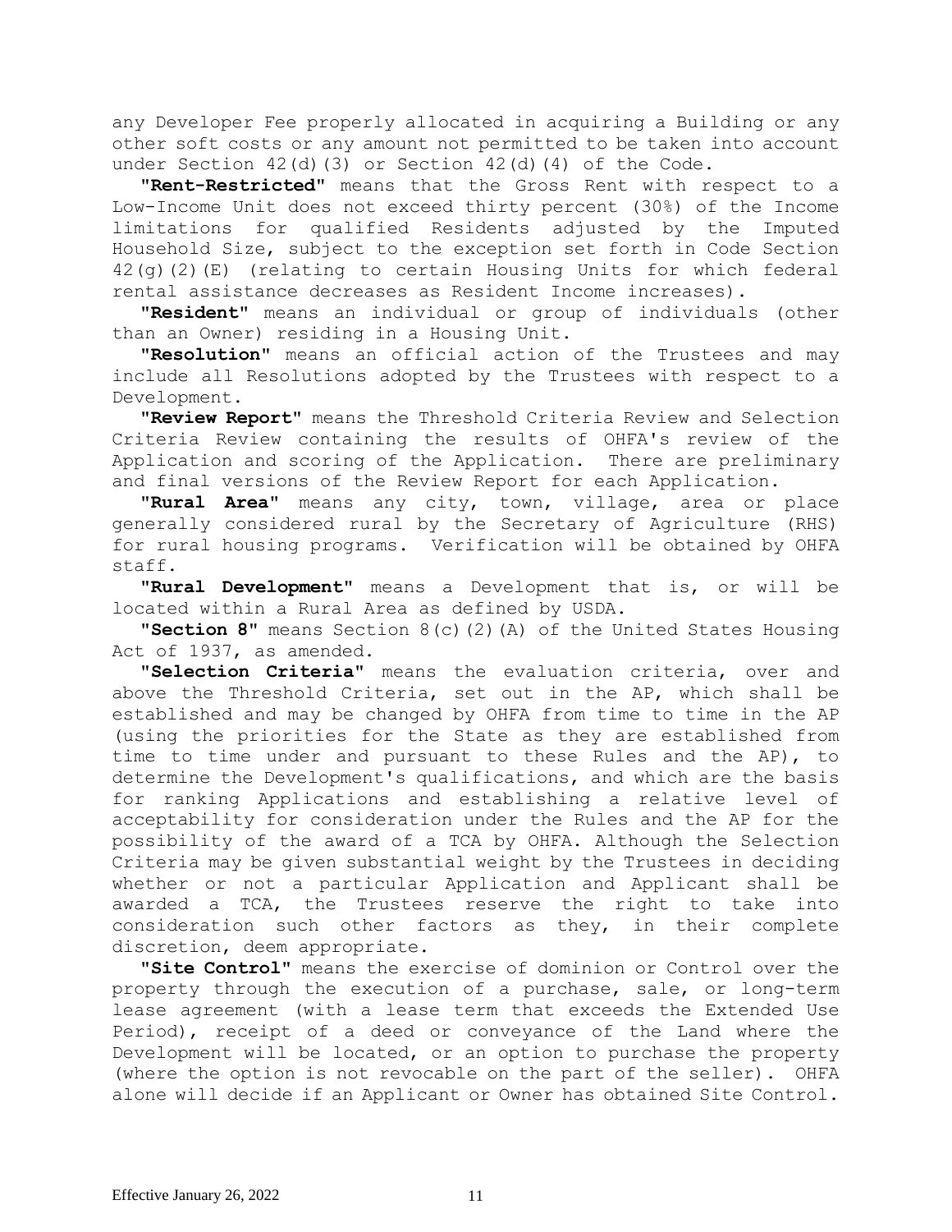any Developer Fee properly allocated in acquiring a Building or any other soft costs or any amount not permitted to be taken into account under Section 42(d)(3) or Section 42(d)(4) of the Code.

"**Rent-Restricted**" means that the Gross Rent with respect to a Low-Income Unit does not exceed thirty percent (30%) of the Income limitations for qualified Residents adjusted by the Imputed Household Size, subject to the exception set forth in Code Section 42(g)(2)(E) (relating to certain Housing Units for which federal rental assistance decreases as Resident Income increases).

"**Resident**" means an individual or group of individuals (other than an Owner) residing in a Housing Unit.

"**Resolution**" means an official action of the Trustees and may include all Resolutions adopted by the Trustees with respect to a Development.

"**Review Report**" means the Threshold Criteria Review and Selection Criteria Review containing the results of OHFA's review of the Application and scoring of the Application. There are preliminary and final versions of the Review Report for each Application.

"**Rural Area**" means any city, town, village, area or place generally considered rural by the Secretary of Agriculture (RHS) for rural housing programs. Verification will be obtained by OHFA staff.

"**Rural Development**" means a Development that is, or will be located within a Rural Area as defined by USDA.

"**Section 8**" means Section 8(c)(2)(A) of the United States Housing Act of 1937, as amended.

"**Selection Criteria**" means the evaluation criteria, over and above the Threshold Criteria, set out in the AP, which shall be established and may be changed by OHFA from time to time in the AP (using the priorities for the State as they are established from time to time under and pursuant to these Rules and the AP), to determine the Development's qualifications, and which are the basis for ranking Applications and establishing a relative level of acceptability for consideration under the Rules and the AP for the possibility of the award of a TCA by OHFA. Although the Selection Criteria may be given substantial weight by the Trustees in deciding whether or not a particular Application and Applicant shall be awarded a TCA, the Trustees reserve the right to take into consideration such other factors as they, in their complete discretion, deem appropriate.

"**Site Control**" means the exercise of dominion or Control over the property through the execution of a purchase, sale, or long-term lease agreement (with a lease term that exceeds the Extended Use Period), receipt of a deed or conveyance of the Land where the Development will be located, or an option to purchase the property (where the option is not revocable on the part of the seller). OHFA alone will decide if an Applicant or Owner has obtained Site Control.

Effective January 26, 2022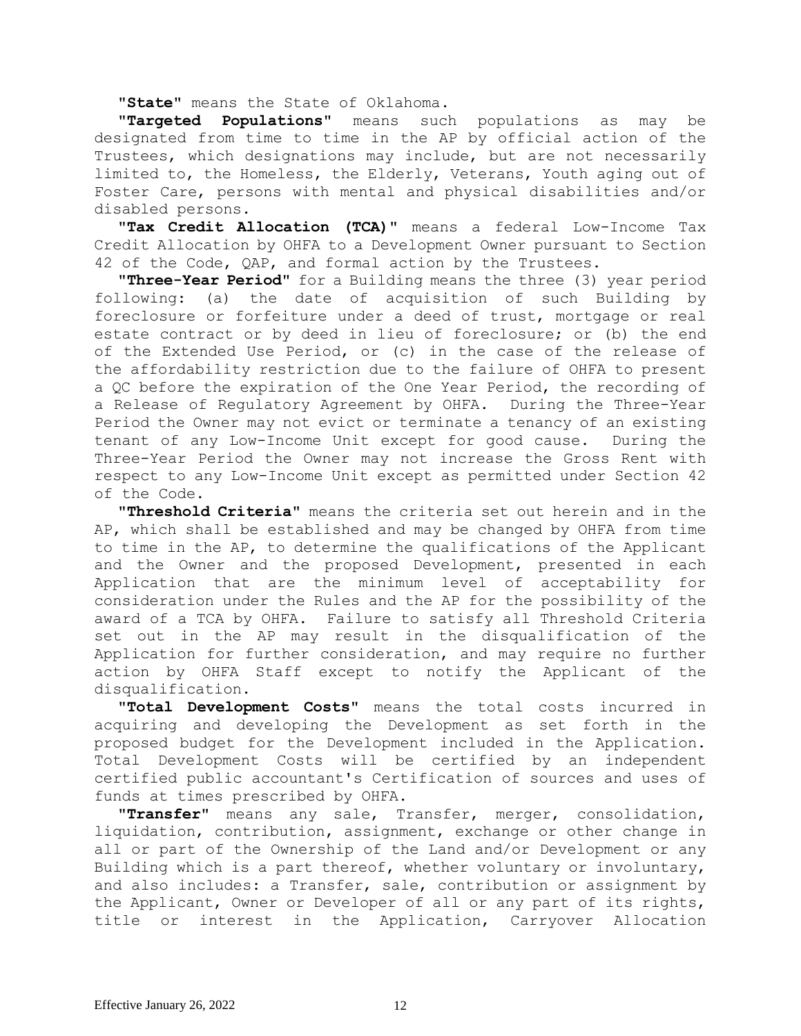"**State**" means the State of Oklahoma.

"**Targeted Populations**" means such populations as may be designated from time to time in the AP by official action of the Trustees, which designations may include, but are not necessarily limited to, the Homeless, the Elderly, Veterans, Youth aging out of Foster Care, persons with mental and physical disabilities and/or disabled persons.

"**Tax Credit Allocation (TCA)**" means a federal Low-Income Tax Credit Allocation by OHFA to a Development Owner pursuant to Section 42 of the Code, QAP, and formal action by the Trustees.

"**Three-Year Period**" for a Building means the three (3) year period following: (a) the date of acquisition of such Building by foreclosure or forfeiture under a deed of trust, mortgage or real estate contract or by deed in lieu of foreclosure; or (b) the end of the Extended Use Period, or (c) in the case of the release of the affordability restriction due to the failure of OHFA to present a QC before the expiration of the One Year Period, the recording of a Release of Regulatory Agreement by OHFA. During the Three-Year Period the Owner may not evict or terminate a tenancy of an existing tenant of any Low-Income Unit except for good cause. During the Three-Year Period the Owner may not increase the Gross Rent with respect to any Low-Income Unit except as permitted under Section 42 of the Code.

"**Threshold Criteria**" means the criteria set out herein and in the AP, which shall be established and may be changed by OHFA from time to time in the AP, to determine the qualifications of the Applicant and the Owner and the proposed Development, presented in each Application that are the minimum level of acceptability for consideration under the Rules and the AP for the possibility of the award of a TCA by OHFA. Failure to satisfy all Threshold Criteria set out in the AP may result in the disqualification of the Application for further consideration, and may require no further action by OHFA Staff except to notify the Applicant of the disqualification.

"**Total Development Costs**" means the total costs incurred in acquiring and developing the Development as set forth in the proposed budget for the Development included in the Application. Total Development Costs will be certified by an independent certified public accountant's Certification of sources and uses of funds at times prescribed by OHFA.

"**Transfer**" means any sale, Transfer, merger, consolidation, liquidation, contribution, assignment, exchange or other change in all or part of the Ownership of the Land and/or Development or any Building which is a part thereof, whether voluntary or involuntary, and also includes: a Transfer, sale, contribution or assignment by the Applicant, Owner or Developer of all or any part of its rights, title or interest in the Application, Carryover Allocation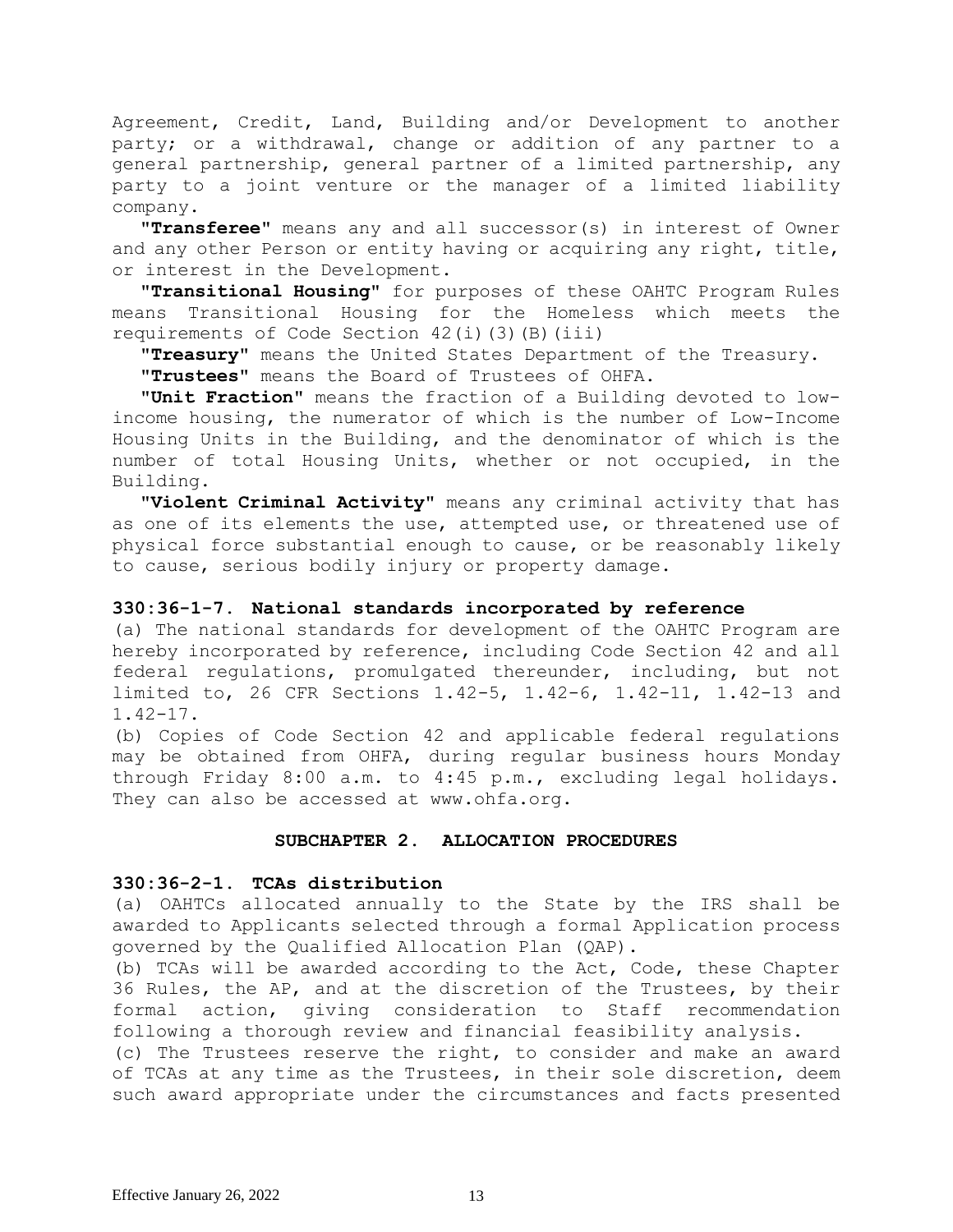Agreement, Credit, Land, Building and/or Development to another party; or a withdrawal, change or addition of any partner to a general partnership, general partner of a limited partnership, any party to a joint venture or the manager of a limited liability company.

**"Transferee"** means any and all successor(s) in interest of Owner and any other Person or entity having or acquiring any right, title, or interest in the Development.

**"Transitional Housing"** for purposes of these OAHTC Program Rules means Transitional Housing for the Homeless which meets the requirements of Code Section 42(i)(3)(B)(iii)

**"Treasury"** means the United States Department of the Treasury.

**"Trustees"** means the Board of Trustees of OHFA.

**"Unit Fraction"** means the fraction of a Building devoted to low-income housing, the numerator of which is the number of Low-Income Housing Units in the Building, and the denominator of which is the number of total Housing Units, whether or not occupied, in the Building.

**"Violent Criminal Activity"** means any criminal activity that has as one of its elements the use, attempted use, or threatened use of physical force substantial enough to cause, or be reasonably likely to cause, serious bodily injury or property damage.

### 330:36-1-7. National standards incorporated by reference

(a) The national standards for development of the OAHTC Program are hereby incorporated by reference, including Code Section 42 and all federal regulations, promulgated thereunder, including, but not limited to, 26 CFR Sections 1.42-5, 1.42-6, 1.42-11, 1.42-13 and 1.42-17.

(b) Copies of Code Section 42 and applicable federal regulations may be obtained from OHFA, during regular business hours Monday through Friday 8:00 a.m. to 4:45 p.m., excluding legal holidays. They can also be accessed at www.ohfa.org.

## SUBCHAPTER 2. ALLOCATION PROCEDURES

### 330:36-2-1. TCAs distribution

(a) OAHTCs allocated annually to the State by the IRS shall be awarded to Applicants selected through a formal Application process governed by the Qualified Allocation Plan (QAP).

(b) TCAs will be awarded according to the Act, Code, these Chapter 36 Rules, the AP, and at the discretion of the Trustees, by their formal action, giving consideration to Staff recommendation following a thorough review and financial feasibility analysis.

(c) The Trustees reserve the right, to consider and make an award of TCAs at any time as the Trustees, in their sole discretion, deem such award appropriate under the circumstances and facts presented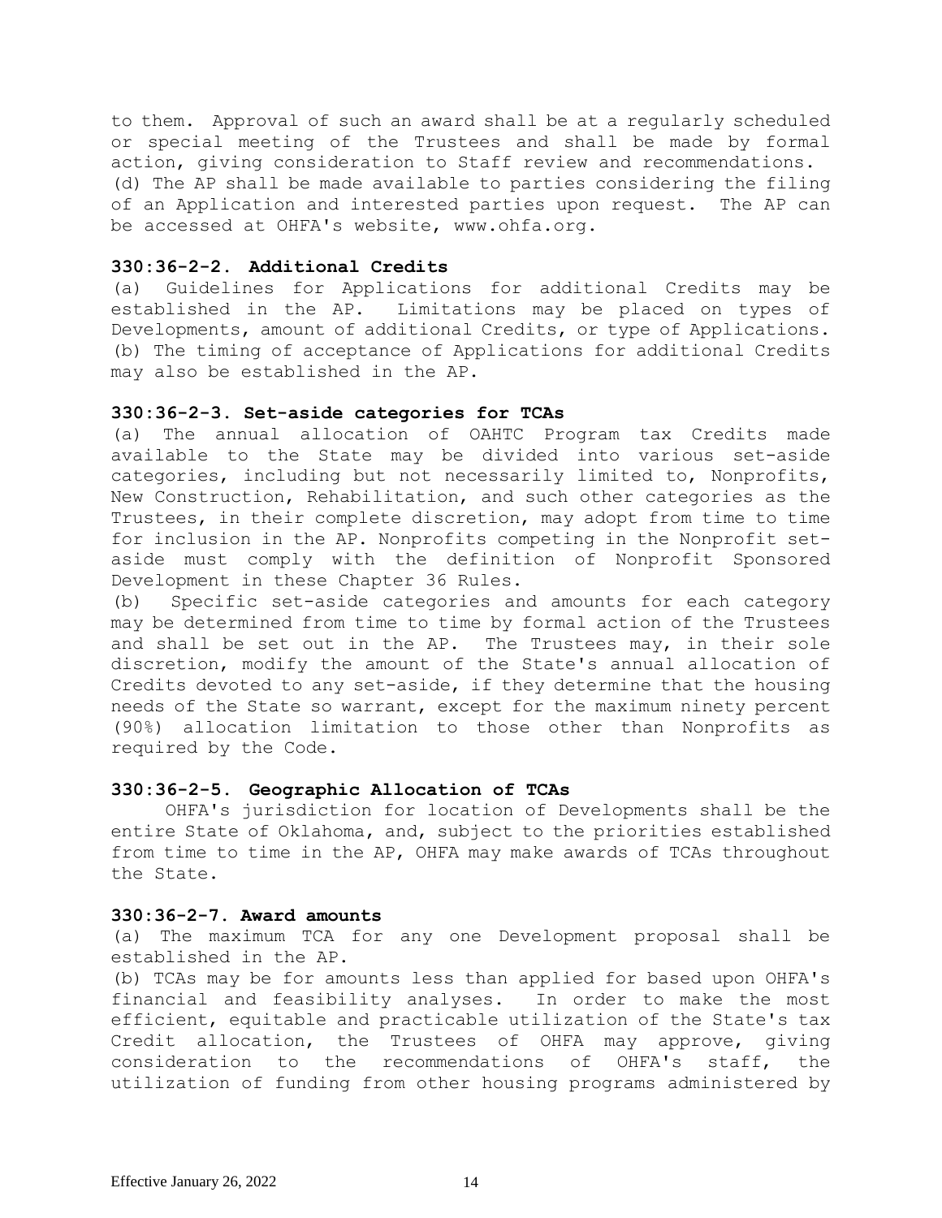to them. Approval of such an award shall be at a regularly scheduled or special meeting of the Trustees and shall be made by formal action, giving consideration to Staff review and recommendations.
(d) The AP shall be made available to parties considering the filing of an Application and interested parties upon request. The AP can be accessed at OHFA's website, www.ohfa.org.

**330:36-2-2. Additional Credits**

(a) Guidelines for Applications for additional Credits may be established in the AP. Limitations may be placed on types of Developments, amount of additional Credits, or type of Applications.
(b) The timing of acceptance of Applications for additional Credits may also be established in the AP.

**330:36-2-3. Set-aside categories for TCAs**

(a) The annual allocation of OAHTC Program tax Credits made available to the State may be divided into various set-aside categories, including but not necessarily limited to, Nonprofits, New Construction, Rehabilitation, and such other categories as the Trustees, in their complete discretion, may adopt from time to time for inclusion in the AP. Nonprofits competing in the Nonprofit set-aside must comply with the definition of Nonprofit Sponsored Development in these Chapter 36 Rules.
(b) Specific set-aside categories and amounts for each category may be determined from time to time by formal action of the Trustees and shall be set out in the AP. The Trustees may, in their sole discretion, modify the amount of the State's annual allocation of Credits devoted to any set-aside, if they determine that the housing needs of the State so warrant, except for the maximum ninety percent (90%) allocation limitation to those other than Nonprofits as required by the Code.

**330:36-2-5. Geographic Allocation of TCAs**

OHFA's jurisdiction for location of Developments shall be the entire State of Oklahoma, and, subject to the priorities established from time to time in the AP, OHFA may make awards of TCAs throughout the State.

**330:36-2-7. Award amounts**

(a) The maximum TCA for any one Development proposal shall be established in the AP.
(b) TCAs may be for amounts less than applied for based upon OHFA's financial and feasibility analyses. In order to make the most efficient, equitable and practicable utilization of the State's tax Credit allocation, the Trustees of OHFA may approve, giving consideration to the recommendations of OHFA's staff, the utilization of funding from other housing programs administered by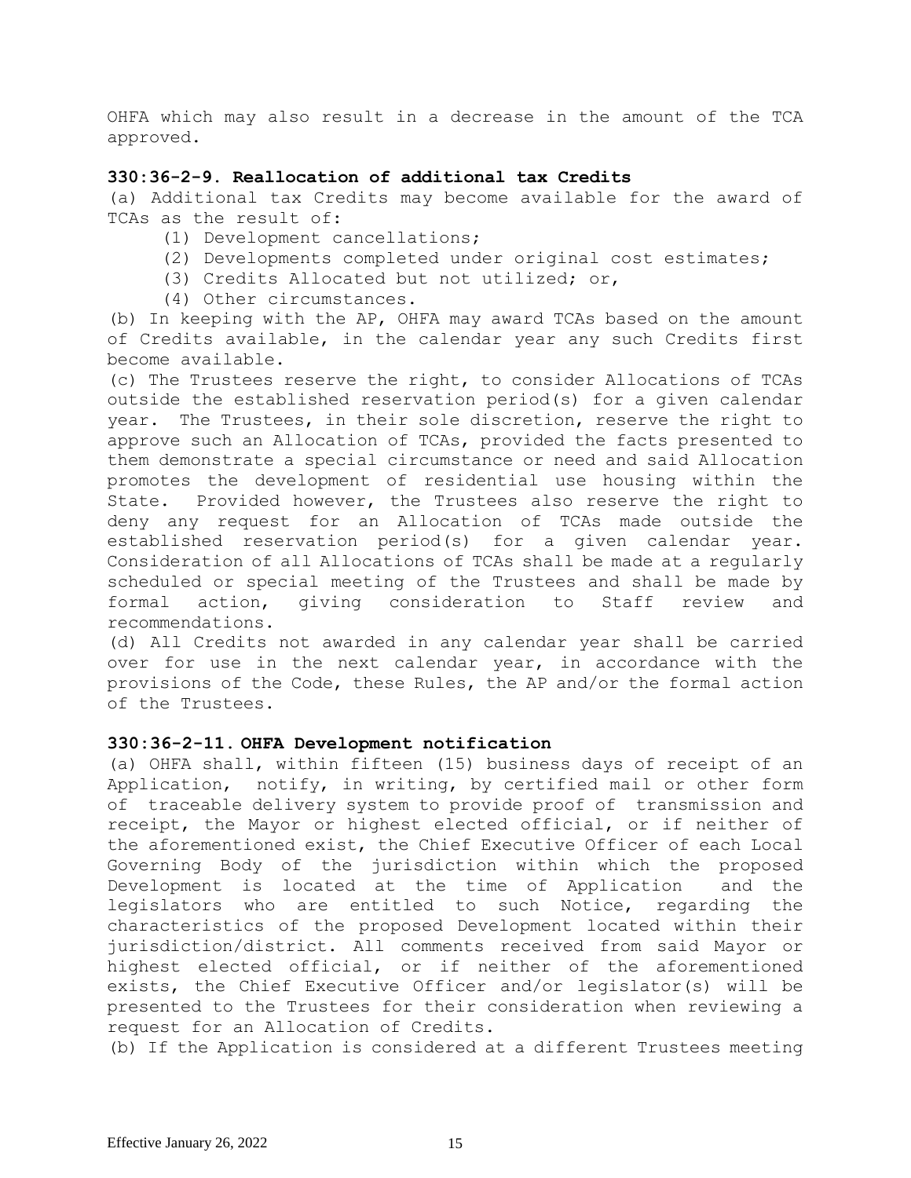OHFA which may also result in a decrease in the amount of the TCA approved.

### 330:36-2-9. Reallocation of additional tax Credits

(a) Additional tax Credits may become available for the award of TCAs as the result of:

(1) Development cancellations;

(2) Developments completed under original cost estimates;

(3) Credits Allocated but not utilized; or,

(4) Other circumstances.

(b) In keeping with the AP, OHFA may award TCAs based on the amount of Credits available, in the calendar year any such Credits first become available.

(c) The Trustees reserve the right, to consider Allocations of TCAs outside the established reservation period(s) for a given calendar year. The Trustees, in their sole discretion, reserve the right to approve such an Allocation of TCAs, provided the facts presented to them demonstrate a special circumstance or need and said Allocation promotes the development of residential use housing within the State. Provided however, the Trustees also reserve the right to deny any request for an Allocation of TCAs made outside the established reservation period(s) for a given calendar year. Consideration of all Allocations of TCAs shall be made at a regularly scheduled or special meeting of the Trustees and shall be made by formal action, giving consideration to Staff review and recommendations.

(d) All Credits not awarded in any calendar year shall be carried over for use in the next calendar year, in accordance with the provisions of the Code, these Rules, the AP and/or the formal action of the Trustees.

### 330:36-2-11. OHFA Development notification

(a) OHFA shall, within fifteen (15) business days of receipt of an Application, notify, in writing, by certified mail or other form of traceable delivery system to provide proof of transmission and receipt, the Mayor or highest elected official, or if neither of the aforementioned exist, the Chief Executive Officer of each Local Governing Body of the jurisdiction within which the proposed Development is located at the time of Application and the legislators who are entitled to such Notice, regarding the characteristics of the proposed Development located within their jurisdiction/district. All comments received from said Mayor or highest elected official, or if neither of the aforementioned exists, the Chief Executive Officer and/or legislator(s) will be presented to the Trustees for their consideration when reviewing a request for an Allocation of Credits.

(b) If the Application is considered at a different Trustees meeting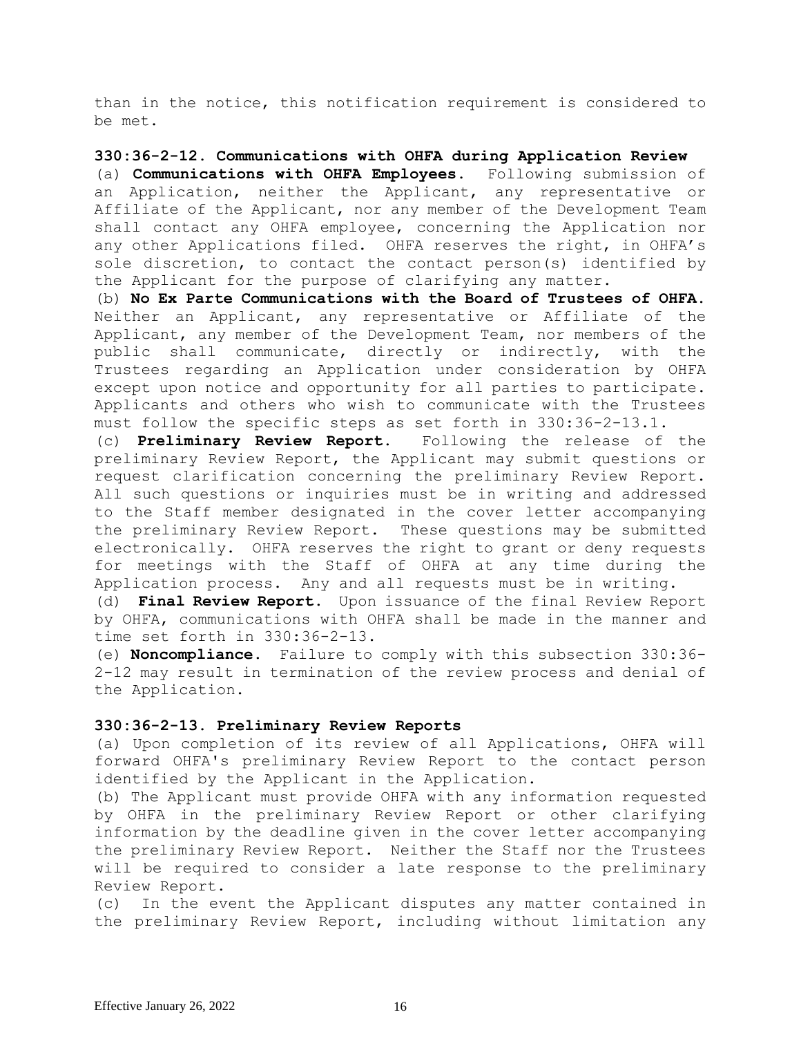than in the notice, this notification requirement is considered to be met.

**330:36-2-12. Communications with OHFA during Application Review**

(a) **Communications with OHFA Employees.** Following submission of an Application, neither the Applicant, any representative or Affiliate of the Applicant, nor any member of the Development Team shall contact any OHFA employee, concerning the Application nor any other Applications filed. OHFA reserves the right, in OHFA's sole discretion, to contact the contact person(s) identified by the Applicant for the purpose of clarifying any matter.

(b) **No Ex Parte Communications with the Board of Trustees of OHFA.** Neither an Applicant, any representative or Affiliate of the Applicant, any member of the Development Team, nor members of the public shall communicate, directly or indirectly, with the Trustees regarding an Application under consideration by OHFA except upon notice and opportunity for all parties to participate. Applicants and others who wish to communicate with the Trustees must follow the specific steps as set forth in 330:36-2-13.1.

(c) **Preliminary Review Report.** Following the release of the preliminary Review Report, the Applicant may submit questions or request clarification concerning the preliminary Review Report. All such questions or inquiries must be in writing and addressed to the Staff member designated in the cover letter accompanying the preliminary Review Report. These questions may be submitted electronically. OHFA reserves the right to grant or deny requests for meetings with the Staff of OHFA at any time during the Application process. Any and all requests must be in writing.

(d) **Final Review Report.** Upon issuance of the final Review Report by OHFA, communications with OHFA shall be made in the manner and time set forth in 330:36-2-13.

(e) **Noncompliance.** Failure to comply with this subsection 330:36-2-12 may result in termination of the review process and denial of the Application.

**330:36-2-13. Preliminary Review Reports**

(a) Upon completion of its review of all Applications, OHFA will forward OHFA's preliminary Review Report to the contact person identified by the Applicant in the Application.

(b) The Applicant must provide OHFA with any information requested by OHFA in the preliminary Review Report or other clarifying information by the deadline given in the cover letter accompanying the preliminary Review Report. Neither the Staff nor the Trustees will be required to consider a late response to the preliminary Review Report.

(c) In the event the Applicant disputes any matter contained in the preliminary Review Report, including without limitation any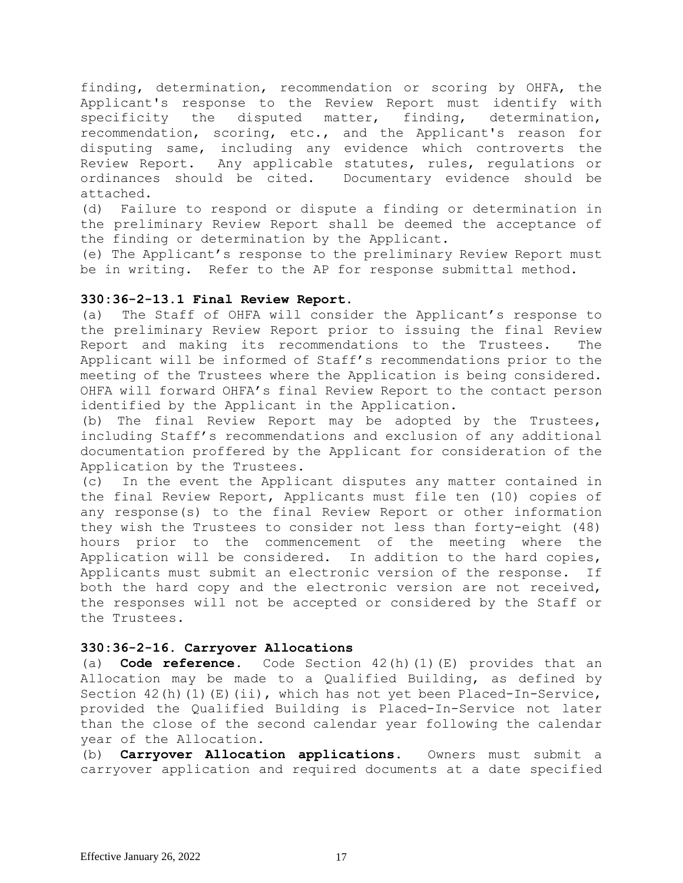finding, determination, recommendation or scoring by OHFA, the Applicant's response to the Review Report must identify with specificity the disputed matter, finding, determination, recommendation, scoring, etc., and the Applicant's reason for disputing same, including any evidence which controverts the Review Report. Any applicable statutes, rules, regulations or ordinances should be cited. Documentary evidence should be attached.

(d) Failure to respond or dispute a finding or determination in the preliminary Review Report shall be deemed the acceptance of the finding or determination by the Applicant.

(e) The Applicant's response to the preliminary Review Report must be in writing. Refer to the AP for response submittal method.

**330:36-2-13.1 Final Review Report.**

(a) The Staff of OHFA will consider the Applicant's response to the preliminary Review Report prior to issuing the final Review Report and making its recommendations to the Trustees. The Applicant will be informed of Staff's recommendations prior to the meeting of the Trustees where the Application is being considered. OHFA will forward OHFA's final Review Report to the contact person identified by the Applicant in the Application.

(b) The final Review Report may be adopted by the Trustees, including Staff's recommendations and exclusion of any additional documentation proffered by the Applicant for consideration of the Application by the Trustees.

(c) In the event the Applicant disputes any matter contained in the final Review Report, Applicants must file ten (10) copies of any response(s) to the final Review Report or other information they wish the Trustees to consider not less than forty-eight (48) hours prior to the commencement of the meeting where the Application will be considered. In addition to the hard copies, Applicants must submit an electronic version of the response. If both the hard copy and the electronic version are not received, the responses will not be accepted or considered by the Staff or the Trustees.

**330:36-2-16. Carryover Allocations**

(a) **Code reference.** Code Section 42(h)(1)(E) provides that an Allocation may be made to a Qualified Building, as defined by Section 42(h)(1)(E)(ii), which has not yet been Placed-In-Service, provided the Qualified Building is Placed-In-Service not later than the close of the second calendar year following the calendar year of the Allocation.

(b) **Carryover Allocation applications.** Owners must submit a carryover application and required documents at a date specified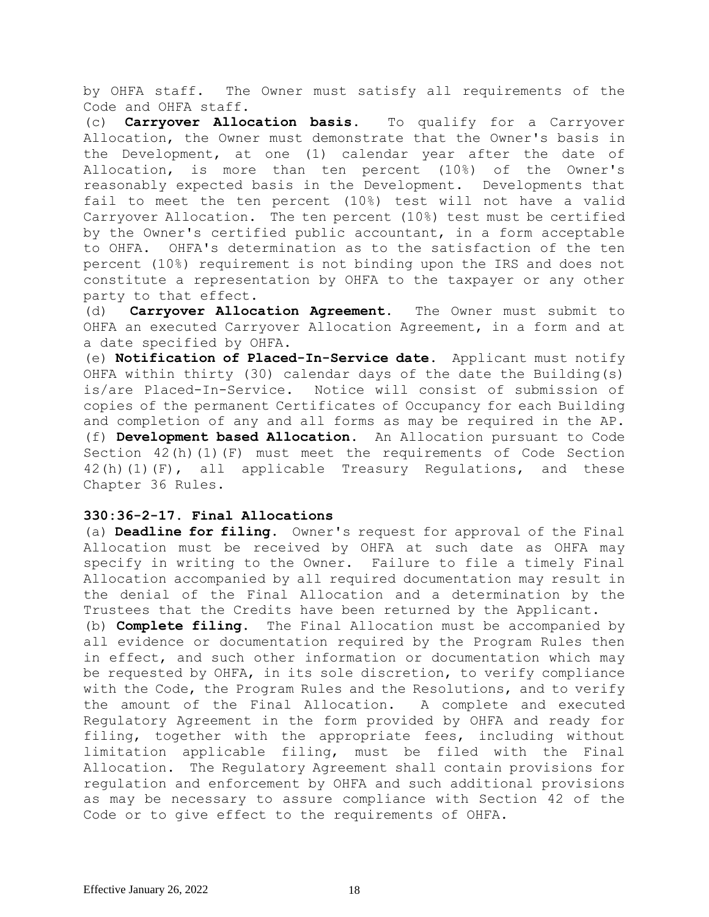by OHFA staff. The Owner must satisfy all requirements of the Code and OHFA staff.

(c) **Carryover Allocation basis.** To qualify for a Carryover Allocation, the Owner must demonstrate that the Owner's basis in the Development, at one (1) calendar year after the date of Allocation, is more than ten percent (10%) of the Owner's reasonably expected basis in the Development. Developments that fail to meet the ten percent (10%) test will not have a valid Carryover Allocation. The ten percent (10%) test must be certified by the Owner's certified public accountant, in a form acceptable to OHFA. OHFA's determination as to the satisfaction of the ten percent (10%) requirement is not binding upon the IRS and does not constitute a representation by OHFA to the taxpayer or any other party to that effect.

(d) **Carryover Allocation Agreement.** The Owner must submit to OHFA an executed Carryover Allocation Agreement, in a form and at a date specified by OHFA.

(e) **Notification of Placed-In-Service date.** Applicant must notify OHFA within thirty (30) calendar days of the date the Building(s) is/are Placed-In-Service. Notice will consist of submission of copies of the permanent Certificates of Occupancy for each Building and completion of any and all forms as may be required in the AP.

(f) **Development based Allocation.** An Allocation pursuant to Code Section 42(h)(1)(F) must meet the requirements of Code Section 42(h)(1)(F), all applicable Treasury Regulations, and these Chapter 36 Rules.

**330:36-2-17. Final Allocations**

(a) **Deadline for filing.** Owner's request for approval of the Final Allocation must be received by OHFA at such date as OHFA may specify in writing to the Owner. Failure to file a timely Final Allocation accompanied by all required documentation may result in the denial of the Final Allocation and a determination by the Trustees that the Credits have been returned by the Applicant.

(b) **Complete filing.** The Final Allocation must be accompanied by all evidence or documentation required by the Program Rules then in effect, and such other information or documentation which may be requested by OHFA, in its sole discretion, to verify compliance with the Code, the Program Rules and the Resolutions, and to verify the amount of the Final Allocation. A complete and executed Regulatory Agreement in the form provided by OHFA and ready for filing, together with the appropriate fees, including without limitation applicable filing, must be filed with the Final Allocation. The Regulatory Agreement shall contain provisions for regulation and enforcement by OHFA and such additional provisions as may be necessary to assure compliance with Section 42 of the Code or to give effect to the requirements of OHFA.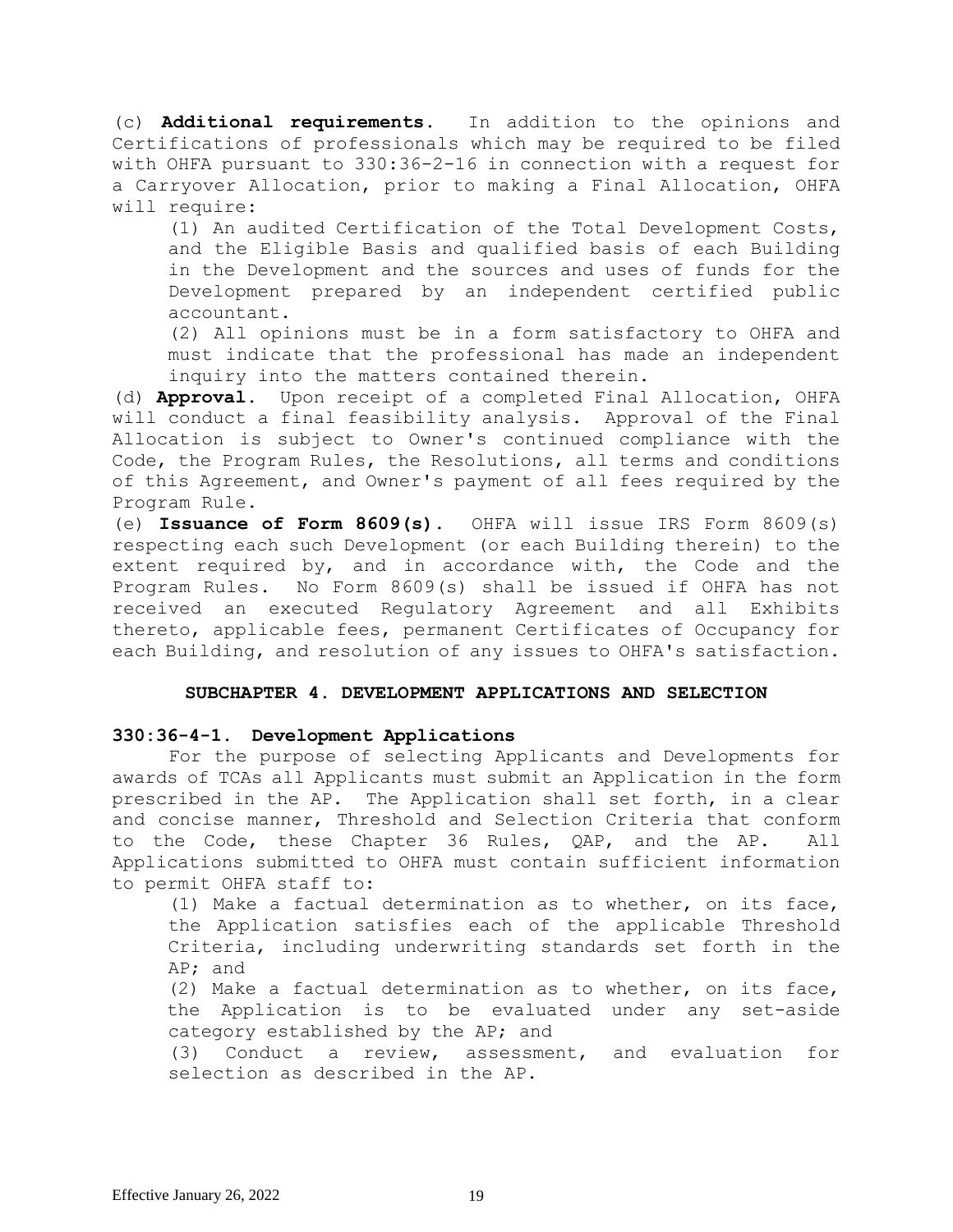(c) **Additional requirements.** In addition to the opinions and Certifications of professionals which may be required to be filed with OHFA pursuant to 330:36-2-16 in connection with a request for a Carryover Allocation, prior to making a Final Allocation, OHFA will require:

(1) An audited Certification of the Total Development Costs, and the Eligible Basis and qualified basis of each Building in the Development and the sources and uses of funds for the Development prepared by an independent certified public accountant.

(2) All opinions must be in a form satisfactory to OHFA and must indicate that the professional has made an independent inquiry into the matters contained therein.

(d) **Approval.** Upon receipt of a completed Final Allocation, OHFA will conduct a final feasibility analysis. Approval of the Final Allocation is subject to Owner's continued compliance with the Code, the Program Rules, the Resolutions, all terms and conditions of this Agreement, and Owner's payment of all fees required by the Program Rule.

(e) **Issuance of Form 8609(s).** OHFA will issue IRS Form 8609(s) respecting each such Development (or each Building therein) to the extent required by, and in accordance with, the Code and the Program Rules. No Form 8609(s) shall be issued if OHFA has not received an executed Regulatory Agreement and all Exhibits thereto, applicable fees, permanent Certificates of Occupancy for each Building, and resolution of any issues to OHFA's satisfaction.

## SUBCHAPTER 4. DEVELOPMENT APPLICATIONS AND SELECTION

### 330:36-4-1. Development Applications

For the purpose of selecting Applicants and Developments for awards of TCAs all Applicants must submit an Application in the form prescribed in the AP. The Application shall set forth, in a clear and concise manner, Threshold and Selection Criteria that conform to the Code, these Chapter 36 Rules, QAP, and the AP. All Applications submitted to OHFA must contain sufficient information to permit OHFA staff to:

(1) Make a factual determination as to whether, on its face, the Application satisfies each of the applicable Threshold Criteria, including underwriting standards set forth in the AP; and

(2) Make a factual determination as to whether, on its face, the Application is to be evaluated under any set-aside category established by the AP; and

(3) Conduct a review, assessment, and evaluation for selection as described in the AP.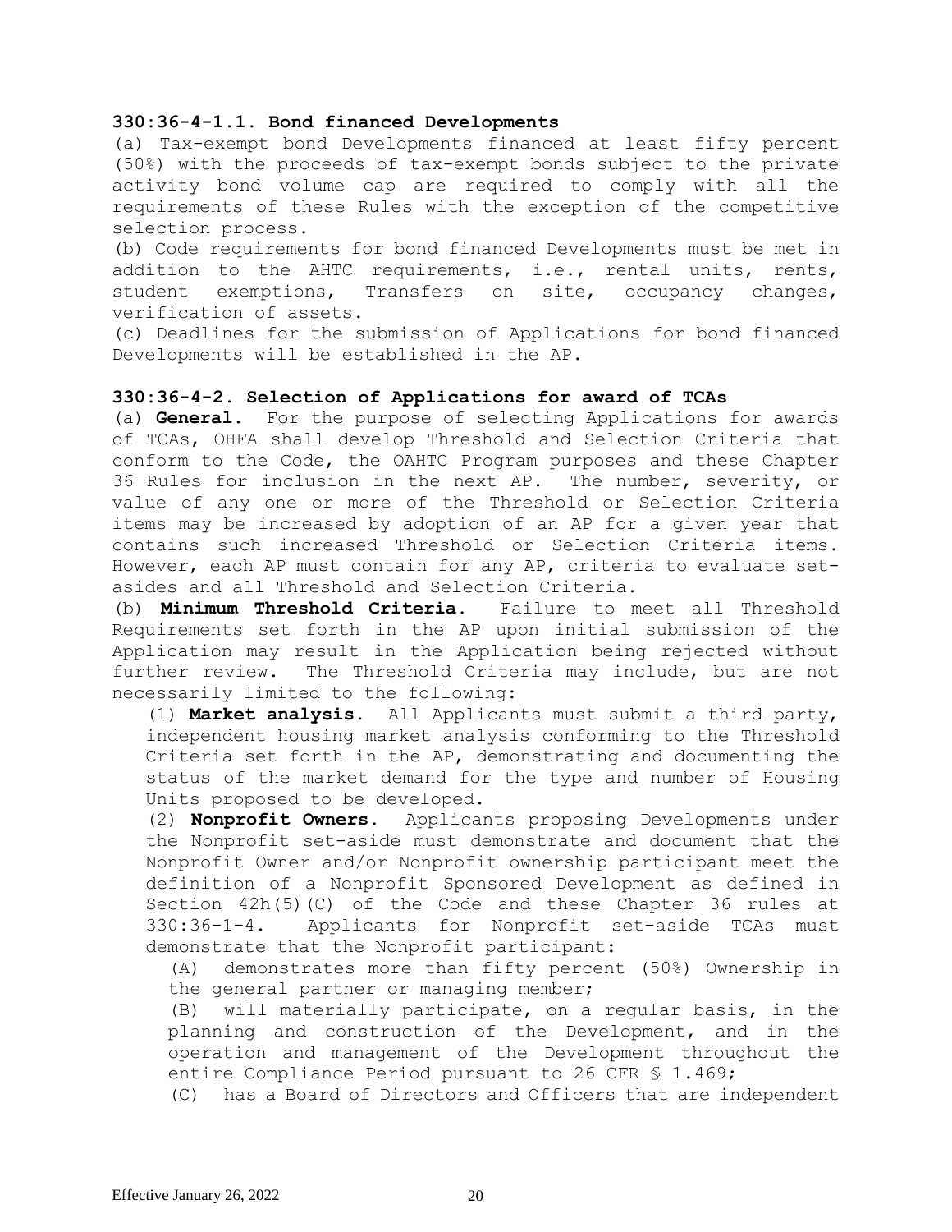**330:36-4-1.1. Bond financed Developments**

(a) Tax-exempt bond Developments financed at least fifty percent (50%) with the proceeds of tax-exempt bonds subject to the private activity bond volume cap are required to comply with all the requirements of these Rules with the exception of the competitive selection process.

(b) Code requirements for bond financed Developments must be met in addition to the AHTC requirements, i.e., rental units, rents, student exemptions, Transfers on site, occupancy changes, verification of assets.

(c) Deadlines for the submission of Applications for bond financed Developments will be established in the AP.

**330:36-4-2. Selection of Applications for award of TCAs**

(a) **General.** For the purpose of selecting Applications for awards of TCAs, OHFA shall develop Threshold and Selection Criteria that conform to the Code, the OAHTC Program purposes and these Chapter 36 Rules for inclusion in the next AP. The number, severity, or value of any one or more of the Threshold or Selection Criteria items may be increased by adoption of an AP for a given year that contains such increased Threshold or Selection Criteria items. However, each AP must contain for any AP, criteria to evaluate set-asides and all Threshold and Selection Criteria.

(b) **Minimum Threshold Criteria.** Failure to meet all Threshold Requirements set forth in the AP upon initial submission of the Application may result in the Application being rejected without further review. The Threshold Criteria may include, but are not necessarily limited to the following:

(1) **Market analysis.** All Applicants must submit a third party, independent housing market analysis conforming to the Threshold Criteria set forth in the AP, demonstrating and documenting the status of the market demand for the type and number of Housing Units proposed to be developed.

(2) **Nonprofit Owners.** Applicants proposing Developments under the Nonprofit set-aside must demonstrate and document that the Nonprofit Owner and/or Nonprofit ownership participant meet the definition of a Nonprofit Sponsored Development as defined in Section 42h(5)(C) of the Code and these Chapter 36 rules at 330:36-1-4. Applicants for Nonprofit set-aside TCAs must demonstrate that the Nonprofit participant:

(A) demonstrates more than fifty percent (50%) Ownership in the general partner or managing member;

(B) will materially participate, on a regular basis, in the planning and construction of the Development, and in the operation and management of the Development throughout the entire Compliance Period pursuant to 26 CFR § 1.469;

(C) has a Board of Directors and Officers that are independent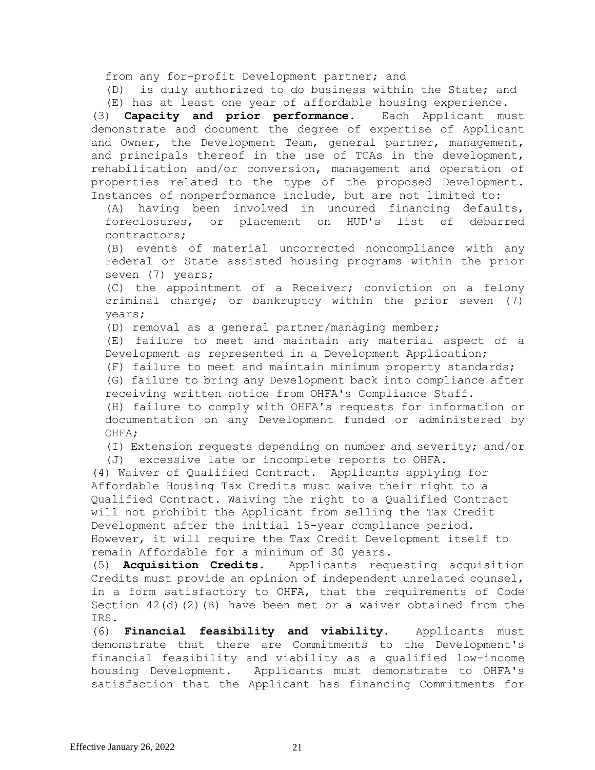from any for-profit Development partner; and

(D) is duly authorized to do business within the State; and

(E) has at least one year of affordable housing experience.

(3) **Capacity and prior performance.** Each Applicant must demonstrate and document the degree of expertise of Applicant and Owner, the Development Team, general partner, management, and principals thereof in the use of TCAs in the development, rehabilitation and/or conversion, management and operation of properties related to the type of the proposed Development. Instances of nonperformance include, but are not limited to:

(A) having been involved in uncured financing defaults, foreclosures, or placement on HUD's list of debarred contractors;

(B) events of material uncorrected noncompliance with any Federal or State assisted housing programs within the prior seven (7) years;

(C) the appointment of a Receiver; conviction on a felony criminal charge; or bankruptcy within the prior seven (7) years;

(D) removal as a general partner/managing member;

(E) failure to meet and maintain any material aspect of a Development as represented in a Development Application;

(F) failure to meet and maintain minimum property standards;

(G) failure to bring any Development back into compliance after receiving written notice from OHFA's Compliance Staff.

(H) failure to comply with OHFA's requests for information or documentation on any Development funded or administered by OHFA;

(I) Extension requests depending on number and severity; and/or

(J) excessive late or incomplete reports to OHFA.

(4) Waiver of Qualified Contract. Applicants applying for Affordable Housing Tax Credits must waive their right to a Qualified Contract. Waiving the right to a Qualified Contract will not prohibit the Applicant from selling the Tax Credit Development after the initial 15-year compliance period. However, it will require the Tax Credit Development itself to remain Affordable for a minimum of 30 years.

(5) **Acquisition Credits.** Applicants requesting acquisition Credits must provide an opinion of independent unrelated counsel, in a form satisfactory to OHFA, that the requirements of Code Section 42(d)(2)(B) have been met or a waiver obtained from the IRS.

(6) **Financial feasibility and viability.** Applicants must demonstrate that there are Commitments to the Development's financial feasibility and viability as a qualified low-income housing Development. Applicants must demonstrate to OHFA's satisfaction that the Applicant has financing Commitments for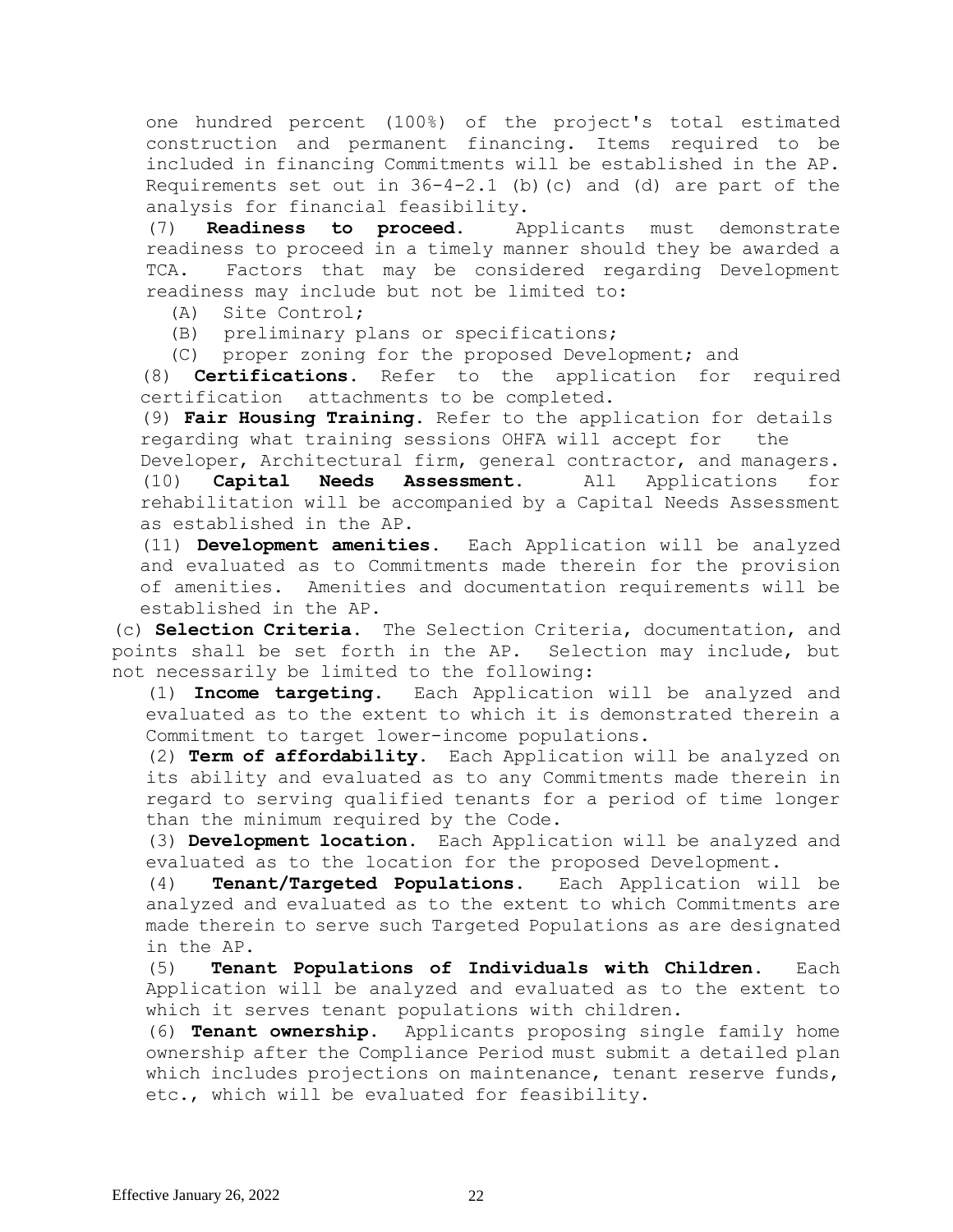one hundred percent (100%) of the project's total estimated construction and permanent financing. Items required to be included in financing Commitments will be established in the AP. Requirements set out in 36-4-2.1 (b)(c) and (d) are part of the analysis for financial feasibility.

(7) **Readiness to proceed.** Applicants must demonstrate readiness to proceed in a timely manner should they be awarded a TCA. Factors that may be considered regarding Development readiness may include but not be limited to:

(A) Site Control;

(B) preliminary plans or specifications;

(C) proper zoning for the proposed Development; and

(8) **Certifications.** Refer to the application for required certification attachments to be completed.

(9) **Fair Housing Training.** Refer to the application for details regarding what training sessions OHFA will accept for the Developer, Architectural firm, general contractor, and managers.

(10) **Capital Needs Assessment.** All Applications for rehabilitation will be accompanied by a Capital Needs Assessment as established in the AP.

(11) **Development amenities.** Each Application will be analyzed and evaluated as to Commitments made therein for the provision of amenities. Amenities and documentation requirements will be established in the AP.

(c) **Selection Criteria.** The Selection Criteria, documentation, and points shall be set forth in the AP. Selection may include, but not necessarily be limited to the following:

(1) **Income targeting.** Each Application will be analyzed and evaluated as to the extent to which it is demonstrated therein a Commitment to target lower-income populations.

(2) **Term of affordability.** Each Application will be analyzed on its ability and evaluated as to any Commitments made therein in regard to serving qualified tenants for a period of time longer than the minimum required by the Code.

(3) **Development location.** Each Application will be analyzed and evaluated as to the location for the proposed Development.

(4) **Tenant/Targeted Populations.** Each Application will be analyzed and evaluated as to the extent to which Commitments are made therein to serve such Targeted Populations as are designated in the AP.

(5) **Tenant Populations of Individuals with Children.** Each Application will be analyzed and evaluated as to the extent to which it serves tenant populations with children.

(6) **Tenant ownership.** Applicants proposing single family home ownership after the Compliance Period must submit a detailed plan which includes projections on maintenance, tenant reserve funds, etc., which will be evaluated for feasibility.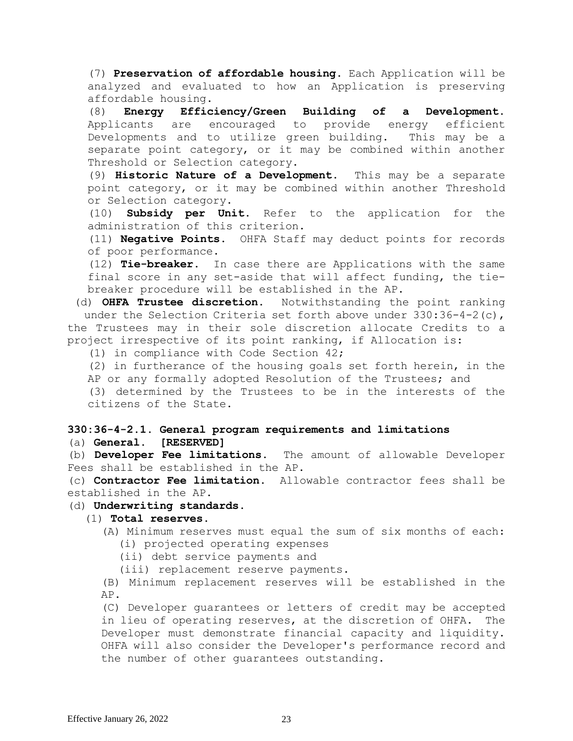(7) **Preservation of affordable housing.** Each Application will be analyzed and evaluated to how an Application is preserving affordable housing.

(8) **Energy Efficiency/Green Building of a Development.** Applicants are encouraged to provide energy efficient Developments and to utilize green building. This may be a separate point category, or it may be combined within another Threshold or Selection category.

(9) **Historic Nature of a Development.** This may be a separate point category, or it may be combined within another Threshold or Selection category.

(10) **Subsidy per Unit.** Refer to the application for the administration of this criterion.

(11) **Negative Points.** OHFA Staff may deduct points for records of poor performance.

(12) **Tie-breaker.** In case there are Applications with the same final score in any set-aside that will affect funding, the tie-breaker procedure will be established in the AP.

(d) **OHFA Trustee discretion.** Notwithstanding the point ranking under the Selection Criteria set forth above under 330:36-4-2(c), the Trustees may in their sole discretion allocate Credits to a project irrespective of its point ranking, if Allocation is:

(1) in compliance with Code Section 42;

(2) in furtherance of the housing goals set forth herein, in the AP or any formally adopted Resolution of the Trustees; and

(3) determined by the Trustees to be in the interests of the citizens of the State.

### 330:36-4-2.1. General program requirements and limitations

(a) **General. [RESERVED]**

(b) **Developer Fee limitations.** The amount of allowable Developer Fees shall be established in the AP.

(c) **Contractor Fee limitation.** Allowable contractor fees shall be established in the AP.

(d) **Underwriting standards.**

(1) **Total reserves.**

(A) Minimum reserves must equal the sum of six months of each:

(i) projected operating expenses

(ii) debt service payments and

(iii) replacement reserve payments.

(B) Minimum replacement reserves will be established in the AP.

(C) Developer guarantees or letters of credit may be accepted in lieu of operating reserves, at the discretion of OHFA. The Developer must demonstrate financial capacity and liquidity. OHFA will also consider the Developer's performance record and the number of other guarantees outstanding.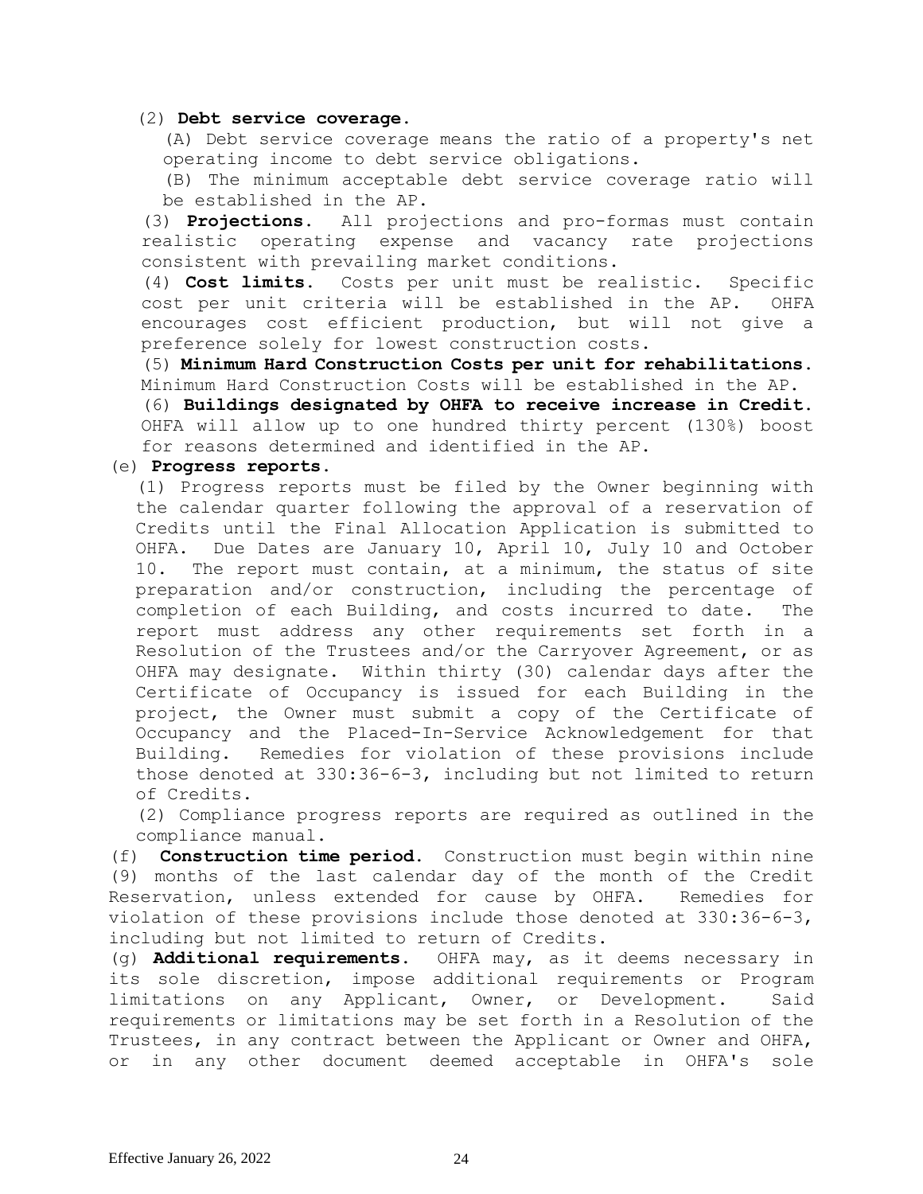(2) **Debt service coverage.**

(A) Debt service coverage means the ratio of a property's net operating income to debt service obligations.

(B) The minimum acceptable debt service coverage ratio will be established in the AP.

(3) **Projections.** All projections and pro-formas must contain realistic operating expense and vacancy rate projections consistent with prevailing market conditions.

(4) **Cost limits.** Costs per unit must be realistic. Specific cost per unit criteria will be established in the AP. OHFA encourages cost efficient production, but will not give a preference solely for lowest construction costs.

(5) **Minimum Hard Construction Costs per unit for rehabilitations.** Minimum Hard Construction Costs will be established in the AP.

(6) **Buildings designated by OHFA to receive increase in Credit.** OHFA will allow up to one hundred thirty percent (130%) boost for reasons determined and identified in the AP.

(e) **Progress reports.**

(1) Progress reports must be filed by the Owner beginning with the calendar quarter following the approval of a reservation of Credits until the Final Allocation Application is submitted to OHFA. Due Dates are January 10, April 10, July 10 and October 10. The report must contain, at a minimum, the status of site preparation and/or construction, including the percentage of completion of each Building, and costs incurred to date. The report must address any other requirements set forth in a Resolution of the Trustees and/or the Carryover Agreement, or as OHFA may designate. Within thirty (30) calendar days after the Certificate of Occupancy is issued for each Building in the project, the Owner must submit a copy of the Certificate of Occupancy and the Placed-In-Service Acknowledgement for that Building. Remedies for violation of these provisions include those denoted at 330:36-6-3, including but not limited to return of Credits.

(2) Compliance progress reports are required as outlined in the compliance manual.

(f) **Construction time period.** Construction must begin within nine (9) months of the last calendar day of the month of the Credit Reservation, unless extended for cause by OHFA. Remedies for violation of these provisions include those denoted at 330:36-6-3, including but not limited to return of Credits.

(g) **Additional requirements.** OHFA may, as it deems necessary in its sole discretion, impose additional requirements or Program limitations on any Applicant, Owner, or Development. Said requirements or limitations may be set forth in a Resolution of the Trustees, in any contract between the Applicant or Owner and OHFA, or in any other document deemed acceptable in OHFA's sole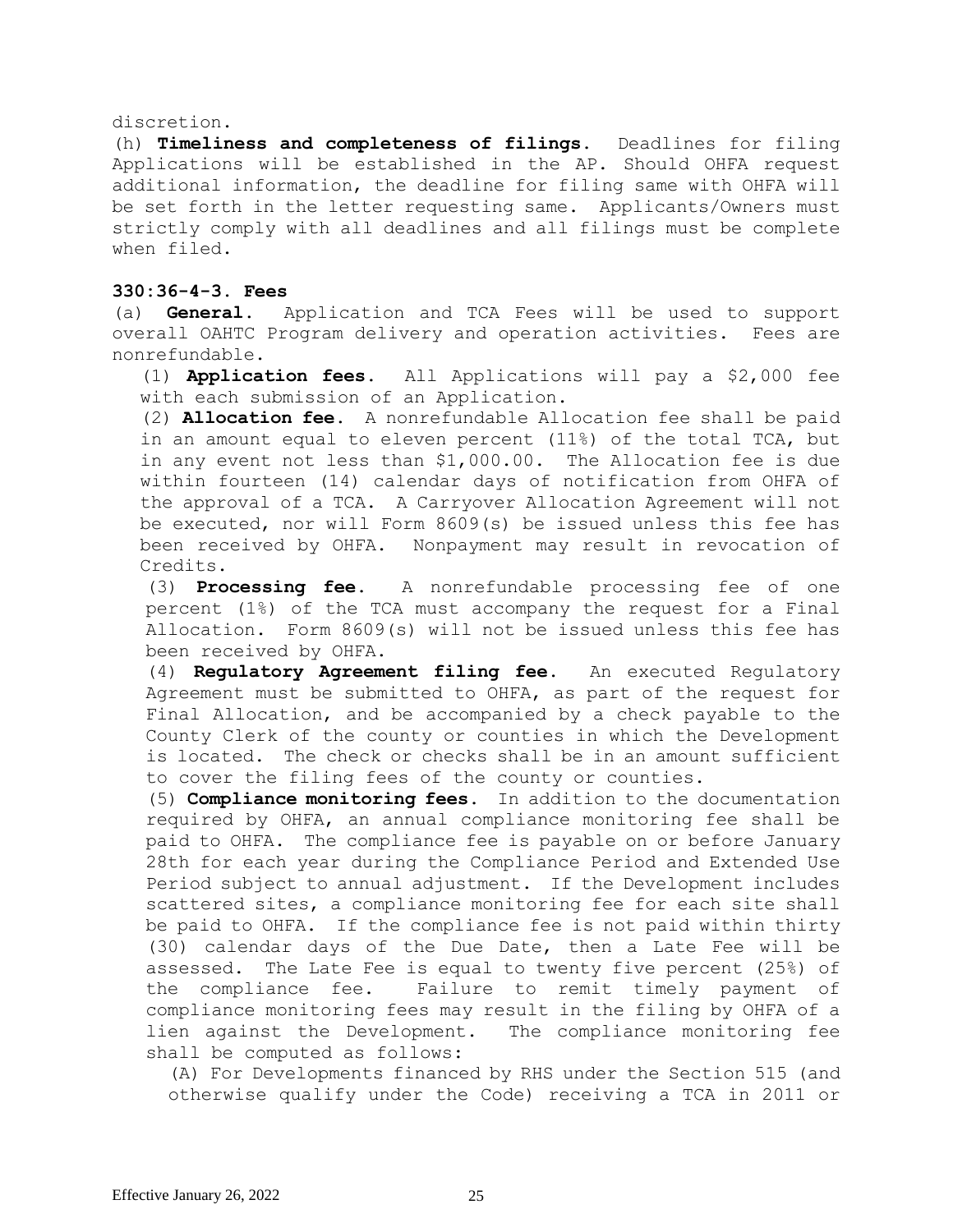discretion.

(h) **Timeliness and completeness of filings.** Deadlines for filing Applications will be established in the AP. Should OHFA request additional information, the deadline for filing same with OHFA will be set forth in the letter requesting same. Applicants/Owners must strictly comply with all deadlines and all filings must be complete when filed.

**330:36-4-3. Fees**

(a) **General.** Application and TCA Fees will be used to support overall OAHTC Program delivery and operation activities. Fees are nonrefundable.

(1) **Application fees.** All Applications will pay a $2,000 fee with each submission of an Application.

(2) **Allocation fee.** A nonrefundable Allocation fee shall be paid in an amount equal to eleven percent (11%) of the total TCA, but in any event not less than $1,000.00. The Allocation fee is due within fourteen (14) calendar days of notification from OHFA of the approval of a TCA. A Carryover Allocation Agreement will not be executed, nor will Form 8609(s) be issued unless this fee has been received by OHFA. Nonpayment may result in revocation of Credits.

(3) **Processing fee.** A nonrefundable processing fee of one percent (1%) of the TCA must accompany the request for a Final Allocation. Form 8609(s) will not be issued unless this fee has been received by OHFA.

(4) **Regulatory Agreement filing fee.** An executed Regulatory Agreement must be submitted to OHFA, as part of the request for Final Allocation, and be accompanied by a check payable to the County Clerk of the county or counties in which the Development is located. The check or checks shall be in an amount sufficient to cover the filing fees of the county or counties.

(5) **Compliance monitoring fees.** In addition to the documentation required by OHFA, an annual compliance monitoring fee shall be paid to OHFA. The compliance fee is payable on or before January 28th for each year during the Compliance Period and Extended Use Period subject to annual adjustment. If the Development includes scattered sites, a compliance monitoring fee for each site shall be paid to OHFA. If the compliance fee is not paid within thirty (30) calendar days of the Due Date, then a Late Fee will be assessed. The Late Fee is equal to twenty five percent (25%) of the compliance fee. Failure to remit timely payment of compliance monitoring fees may result in the filing by OHFA of a lien against the Development. The compliance monitoring fee shall be computed as follows:

(A) For Developments financed by RHS under the Section 515 (and otherwise qualify under the Code) receiving a TCA in 2011 or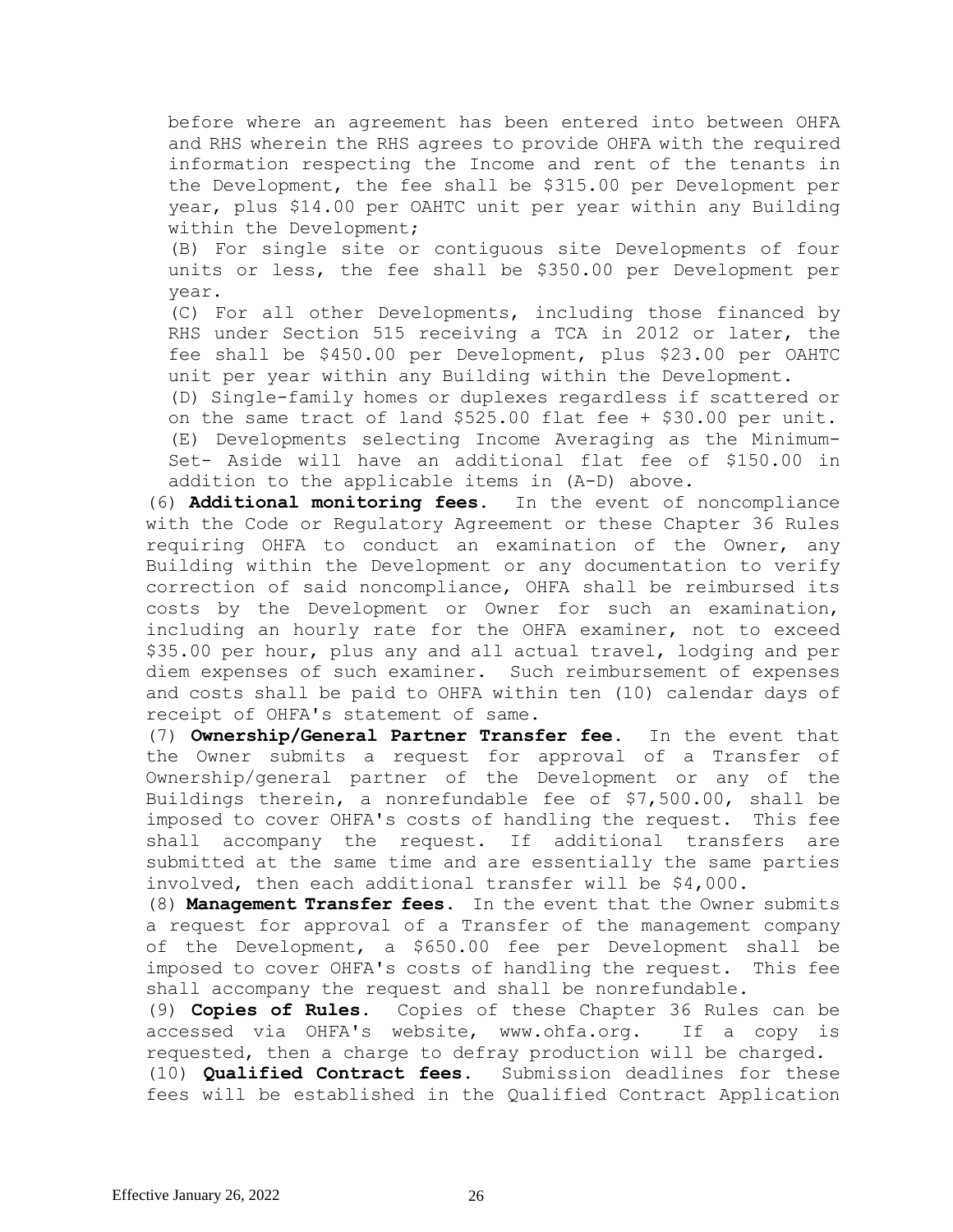before where an agreement has been entered into between OHFA and RHS wherein the RHS agrees to provide OHFA with the required information respecting the Income and rent of the tenants in the Development, the fee shall be $315.00 per Development per year, plus $14.00 per OAHTC unit per year within any Building within the Development;

(B) For single site or contiguous site Developments of four units or less, the fee shall be $350.00 per Development per year.

(C) For all other Developments, including those financed by RHS under Section 515 receiving a TCA in 2012 or later, the fee shall be $450.00 per Development, plus $23.00 per OAHTC unit per year within any Building within the Development.

(D) Single-family homes or duplexes regardless if scattered or on the same tract of land $525.00 flat fee + $30.00 per unit.

(E) Developments selecting Income Averaging as the Minimum-Set- Aside will have an additional flat fee of $150.00 in addition to the applicable items in (A-D) above.

(6) **Additional monitoring fees**. In the event of noncompliance with the Code or Regulatory Agreement or these Chapter 36 Rules requiring OHFA to conduct an examination of the Owner, any Building within the Development or any documentation to verify correction of said noncompliance, OHFA shall be reimbursed its costs by the Development or Owner for such an examination, including an hourly rate for the OHFA examiner, not to exceed $35.00 per hour, plus any and all actual travel, lodging and per diem expenses of such examiner. Such reimbursement of expenses and costs shall be paid to OHFA within ten (10) calendar days of receipt of OHFA's statement of same.

(7) **Ownership/General Partner Transfer fee**. In the event that the Owner submits a request for approval of a Transfer of Ownership/general partner of the Development or any of the Buildings therein, a nonrefundable fee of $7,500.00, shall be imposed to cover OHFA's costs of handling the request. This fee shall accompany the request. If additional transfers are submitted at the same time and are essentially the same parties involved, then each additional transfer will be $4,000.

(8) **Management Transfer fees**. In the event that the Owner submits a request for approval of a Transfer of the management company of the Development, a $650.00 fee per Development shall be imposed to cover OHFA's costs of handling the request. This fee shall accompany the request and shall be nonrefundable.

(9) **Copies of Rules**. Copies of these Chapter 36 Rules can be accessed via OHFA's website, www.ohfa.org. If a copy is requested, then a charge to defray production will be charged.

(10) **Qualified Contract fees**. Submission deadlines for these fees will be established in the Qualified Contract Application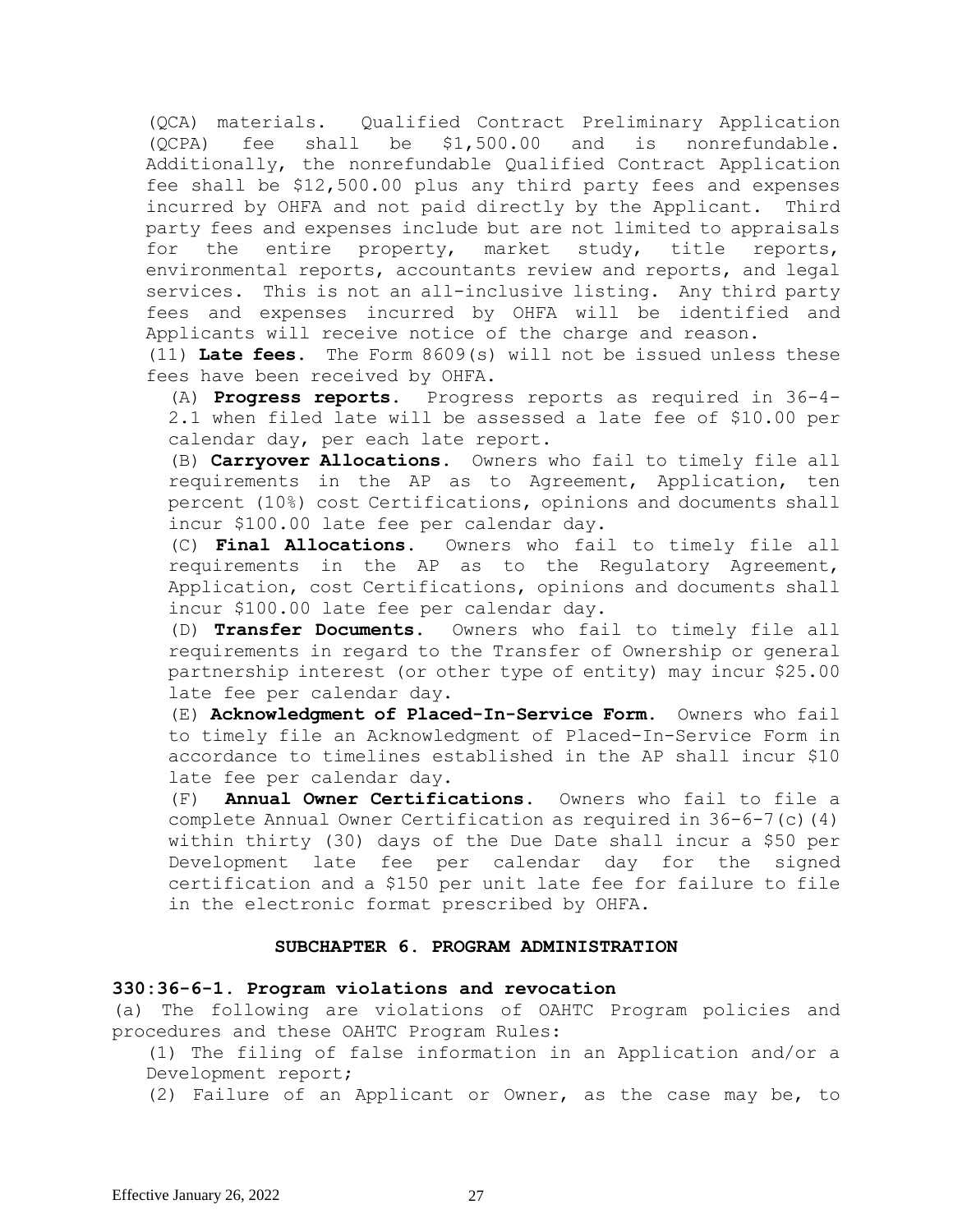(QCA) materials. Qualified Contract Preliminary Application (QCPA) fee shall be $1,500.00 and is nonrefundable. Additionally, the nonrefundable Qualified Contract Application fee shall be $12,500.00 plus any third party fees and expenses incurred by OHFA and not paid directly by the Applicant. Third party fees and expenses include but are not limited to appraisals for the entire property, market study, title reports, environmental reports, accountants review and reports, and legal services. This is not an all-inclusive listing. Any third party fees and expenses incurred by OHFA will be identified and Applicants will receive notice of the charge and reason.

(11) **Late fees.** The Form 8609(s) will not be issued unless these fees have been received by OHFA.

(A) **Progress reports.** Progress reports as required in 36-4-2.1 when filed late will be assessed a late fee of $10.00 per calendar day, per each late report.

(B) **Carryover Allocations.** Owners who fail to timely file all requirements in the AP as to Agreement, Application, ten percent (10%) cost Certifications, opinions and documents shall incur $100.00 late fee per calendar day.

(C) **Final Allocations.** Owners who fail to timely file all requirements in the AP as to the Regulatory Agreement, Application, cost Certifications, opinions and documents shall incur $100.00 late fee per calendar day.

(D) **Transfer Documents.** Owners who fail to timely file all requirements in regard to the Transfer of Ownership or general partnership interest (or other type of entity) may incur $25.00 late fee per calendar day.

(E) **Acknowledgment of Placed-In-Service Form.** Owners who fail to timely file an Acknowledgment of Placed-In-Service Form in accordance to timelines established in the AP shall incur $10 late fee per calendar day.

(F) **Annual Owner Certifications.** Owners who fail to file a complete Annual Owner Certification as required in 36-6-7(c)(4) within thirty (30) days of the Due Date shall incur a $50 per Development late fee per calendar day for the signed certification and a $150 per unit late fee for failure to file in the electronic format prescribed by OHFA.

## SUBCHAPTER 6. PROGRAM ADMINISTRATION

### 330:36-6-1. Program violations and revocation

(a) The following are violations of OAHTC Program policies and procedures and these OAHTC Program Rules:

(1) The filing of false information in an Application and/or a Development report;

(2) Failure of an Applicant or Owner, as the case may be, to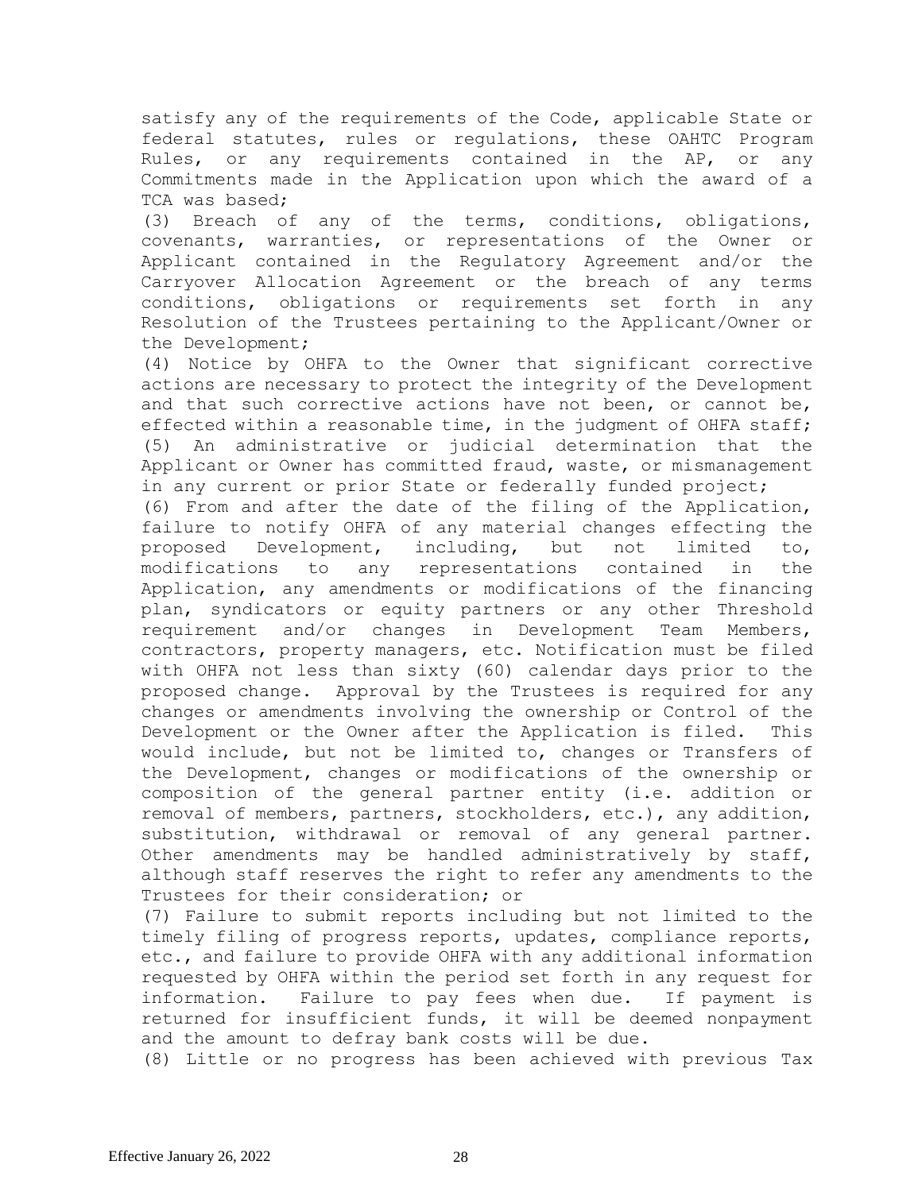satisfy any of the requirements of the Code, applicable State or federal statutes, rules or regulations, these OAHTC Program Rules, or any requirements contained in the AP, or any Commitments made in the Application upon which the award of a TCA was based;

(3) Breach of any of the terms, conditions, obligations, covenants, warranties, or representations of the Owner or Applicant contained in the Regulatory Agreement and/or the Carryover Allocation Agreement or the breach of any terms conditions, obligations or requirements set forth in any Resolution of the Trustees pertaining to the Applicant/Owner or the Development;

(4) Notice by OHFA to the Owner that significant corrective actions are necessary to protect the integrity of the Development and that such corrective actions have not been, or cannot be, effected within a reasonable time, in the judgment of OHFA staff;

(5) An administrative or judicial determination that the Applicant or Owner has committed fraud, waste, or mismanagement in any current or prior State or federally funded project;

(6) From and after the date of the filing of the Application, failure to notify OHFA of any material changes effecting the proposed Development, including, but not limited to, modifications to any representations contained in the Application, any amendments or modifications of the financing plan, syndicators or equity partners or any other Threshold requirement and/or changes in Development Team Members, contractors, property managers, etc. Notification must be filed with OHFA not less than sixty (60) calendar days prior to the proposed change. Approval by the Trustees is required for any changes or amendments involving the ownership or Control of the Development or the Owner after the Application is filed. This would include, but not be limited to, changes or Transfers of the Development, changes or modifications of the ownership or composition of the general partner entity (i.e. addition or removal of members, partners, stockholders, etc.), any addition, substitution, withdrawal or removal of any general partner. Other amendments may be handled administratively by staff, although staff reserves the right to refer any amendments to the Trustees for their consideration; or

(7) Failure to submit reports including but not limited to the timely filing of progress reports, updates, compliance reports, etc., and failure to provide OHFA with any additional information requested by OHFA within the period set forth in any request for information. Failure to pay fees when due. If payment is returned for insufficient funds, it will be deemed nonpayment and the amount to defray bank costs will be due.

(8) Little or no progress has been achieved with previous Tax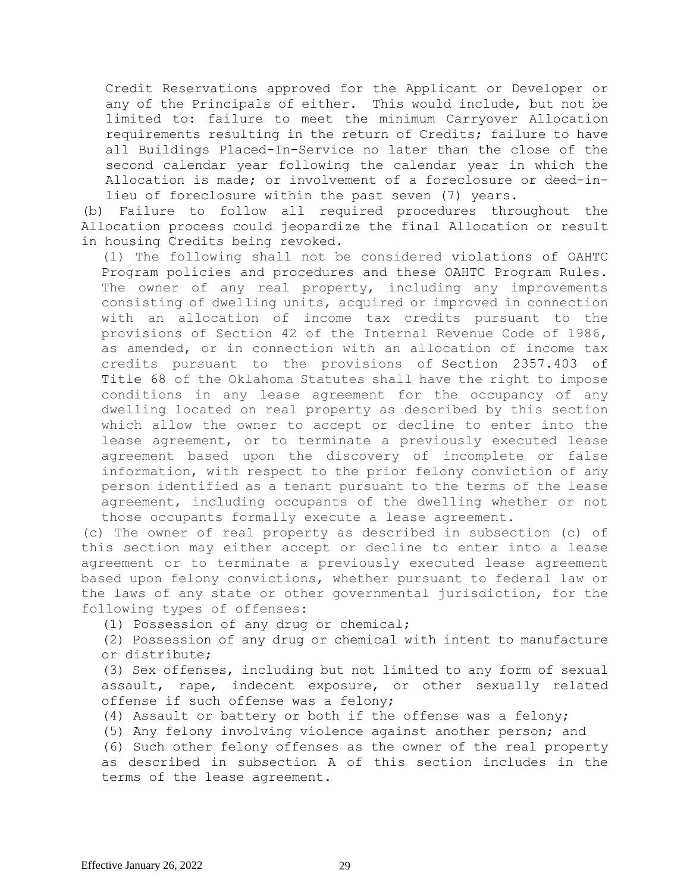Credit Reservations approved for the Applicant or Developer or any of the Principals of either. This would include, but not be limited to: failure to meet the minimum Carryover Allocation requirements resulting in the return of Credits; failure to have all Buildings Placed-In-Service no later than the close of the second calendar year following the calendar year in which the Allocation is made; or involvement of a foreclosure or deed-in-lieu of foreclosure within the past seven (7) years.

(b) Failure to follow all required procedures throughout the Allocation process could jeopardize the final Allocation or result in housing Credits being revoked.

(1) The following shall not be considered violations of OAHTC Program policies and procedures and these OAHTC Program Rules. The owner of any real property, including any improvements consisting of dwelling units, acquired or improved in connection with an allocation of income tax credits pursuant to the provisions of Section 42 of the Internal Revenue Code of 1986, as amended, or in connection with an allocation of income tax credits pursuant to the provisions of Section 2357.403 of Title 68 of the Oklahoma Statutes shall have the right to impose conditions in any lease agreement for the occupancy of any dwelling located on real property as described by this section which allow the owner to accept or decline to enter into the lease agreement, or to terminate a previously executed lease agreement based upon the discovery of incomplete or false information, with respect to the prior felony conviction of any person identified as a tenant pursuant to the terms of the lease agreement, including occupants of the dwelling whether or not those occupants formally execute a lease agreement.

(c) The owner of real property as described in subsection (c) of this section may either accept or decline to enter into a lease agreement or to terminate a previously executed lease agreement based upon felony convictions, whether pursuant to federal law or the laws of any state or other governmental jurisdiction, for the following types of offenses:

(1) Possession of any drug or chemical;

(2) Possession of any drug or chemical with intent to manufacture or distribute;

(3) Sex offenses, including but not limited to any form of sexual assault, rape, indecent exposure, or other sexually related offense if such offense was a felony;

(4) Assault or battery or both if the offense was a felony;

(5) Any felony involving violence against another person; and

(6) Such other felony offenses as the owner of the real property as described in subsection A of this section includes in the terms of the lease agreement.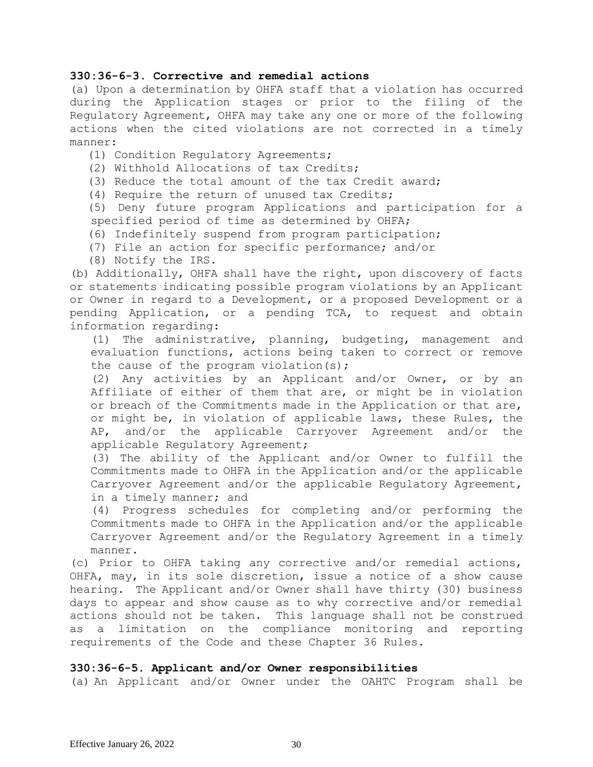**330:36-6-3. Corrective and remedial actions**

(a) Upon a determination by OHFA staff that a violation has occurred during the Application stages or prior to the filing of the Regulatory Agreement, OHFA may take any one or more of the following actions when the cited violations are not corrected in a timely manner:

(1) Condition Regulatory Agreements;

(2) Withhold Allocations of tax Credits;

(3) Reduce the total amount of the tax Credit award;

(4) Require the return of unused tax Credits;

(5) Deny future program Applications and participation for a specified period of time as determined by OHFA;

(6) Indefinitely suspend from program participation;

(7) File an action for specific performance; and/or

(8) Notify the IRS.

(b) Additionally, OHFA shall have the right, upon discovery of facts or statements indicating possible program violations by an Applicant or Owner in regard to a Development, or a proposed Development or a pending Application, or a pending TCA, to request and obtain information regarding:

(1) The administrative, planning, budgeting, management and evaluation functions, actions being taken to correct or remove the cause of the program violation(s);

(2) Any activities by an Applicant and/or Owner, or by an Affiliate of either of them that are, or might be in violation or breach of the Commitments made in the Application or that are, or might be, in violation of applicable laws, these Rules, the AP, and/or the applicable Carryover Agreement and/or the applicable Regulatory Agreement;

(3) The ability of the Applicant and/or Owner to fulfill the Commitments made to OHFA in the Application and/or the applicable Carryover Agreement and/or the applicable Regulatory Agreement, in a timely manner; and

(4) Progress schedules for completing and/or performing the Commitments made to OHFA in the Application and/or the applicable Carryover Agreement and/or the Regulatory Agreement in a timely manner.

(c) Prior to OHFA taking any corrective and/or remedial actions, OHFA, may, in its sole discretion, issue a notice of a show cause hearing. The Applicant and/or Owner shall have thirty (30) business days to appear and show cause as to why corrective and/or remedial actions should not be taken. This language shall not be construed as a limitation on the compliance monitoring and reporting requirements of the Code and these Chapter 36 Rules.

**330:36-6-5. Applicant and/or Owner responsibilities**

(a) An Applicant and/or Owner under the OAHTC Program shall be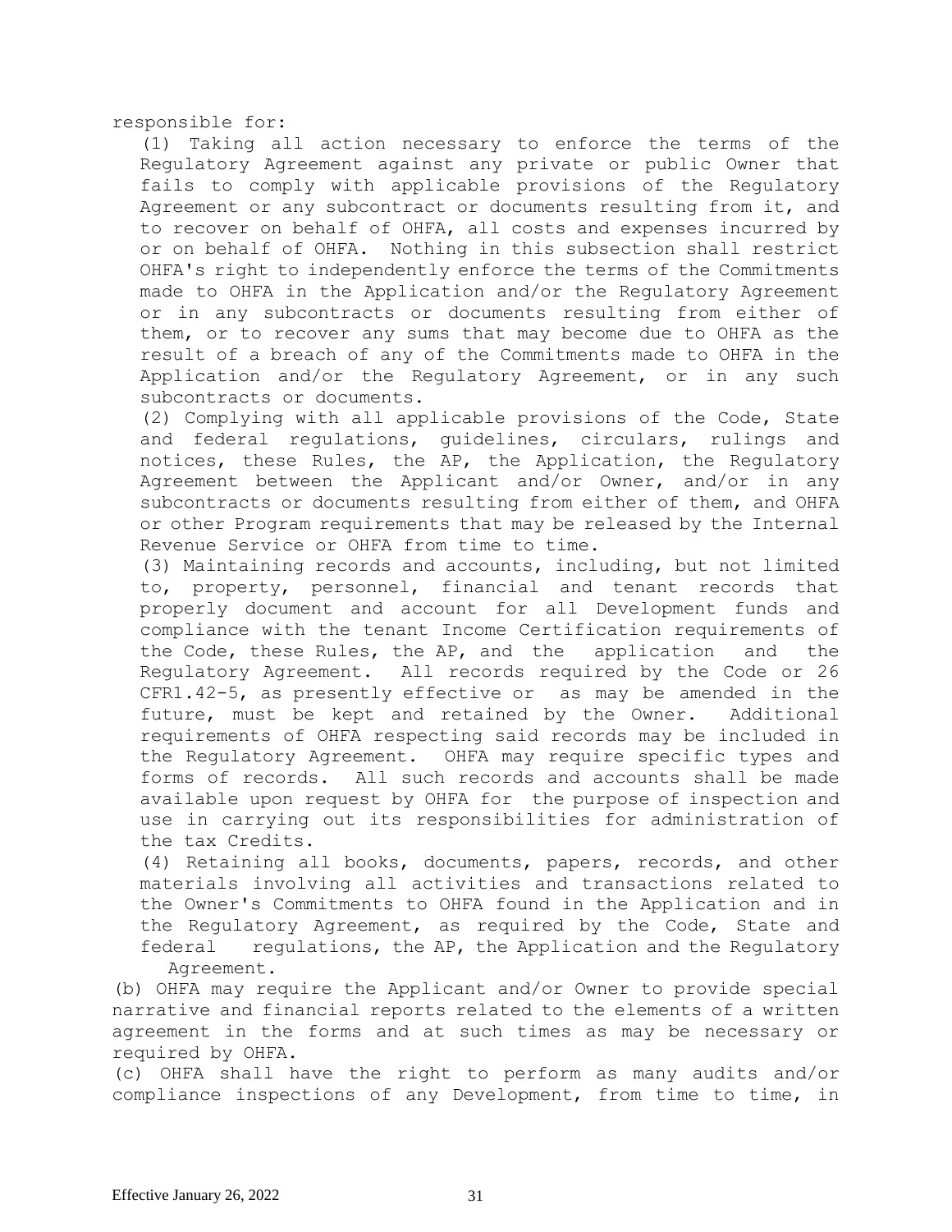responsible for:

(1) Taking all action necessary to enforce the terms of the Regulatory Agreement against any private or public Owner that fails to comply with applicable provisions of the Regulatory Agreement or any subcontract or documents resulting from it, and to recover on behalf of OHFA, all costs and expenses incurred by or on behalf of OHFA. Nothing in this subsection shall restrict OHFA's right to independently enforce the terms of the Commitments made to OHFA in the Application and/or the Regulatory Agreement or in any subcontracts or documents resulting from either of them, or to recover any sums that may become due to OHFA as the result of a breach of any of the Commitments made to OHFA in the Application and/or the Regulatory Agreement, or in any such subcontracts or documents.

(2) Complying with all applicable provisions of the Code, State and federal regulations, guidelines, circulars, rulings and notices, these Rules, the AP, the Application, the Regulatory Agreement between the Applicant and/or Owner, and/or in any subcontracts or documents resulting from either of them, and OHFA or other Program requirements that may be released by the Internal Revenue Service or OHFA from time to time.

(3) Maintaining records and accounts, including, but not limited to, property, personnel, financial and tenant records that properly document and account for all Development funds and compliance with the tenant Income Certification requirements of the Code, these Rules, the AP, and the application and the Regulatory Agreement. All records required by the Code or 26 CFR1.42-5, as presently effective or as may be amended in the future, must be kept and retained by the Owner. Additional requirements of OHFA respecting said records may be included in the Regulatory Agreement. OHFA may require specific types and forms of records. All such records and accounts shall be made available upon request by OHFA for the purpose of inspection and use in carrying out its responsibilities for administration of the tax Credits.

(4) Retaining all books, documents, papers, records, and other materials involving all activities and transactions related to the Owner's Commitments to OHFA found in the Application and in the Regulatory Agreement, as required by the Code, State and federal regulations, the AP, the Application and the Regulatory Agreement.

(b) OHFA may require the Applicant and/or Owner to provide special narrative and financial reports related to the elements of a written agreement in the forms and at such times as may be necessary or required by OHFA.

(c) OHFA shall have the right to perform as many audits and/or compliance inspections of any Development, from time to time, in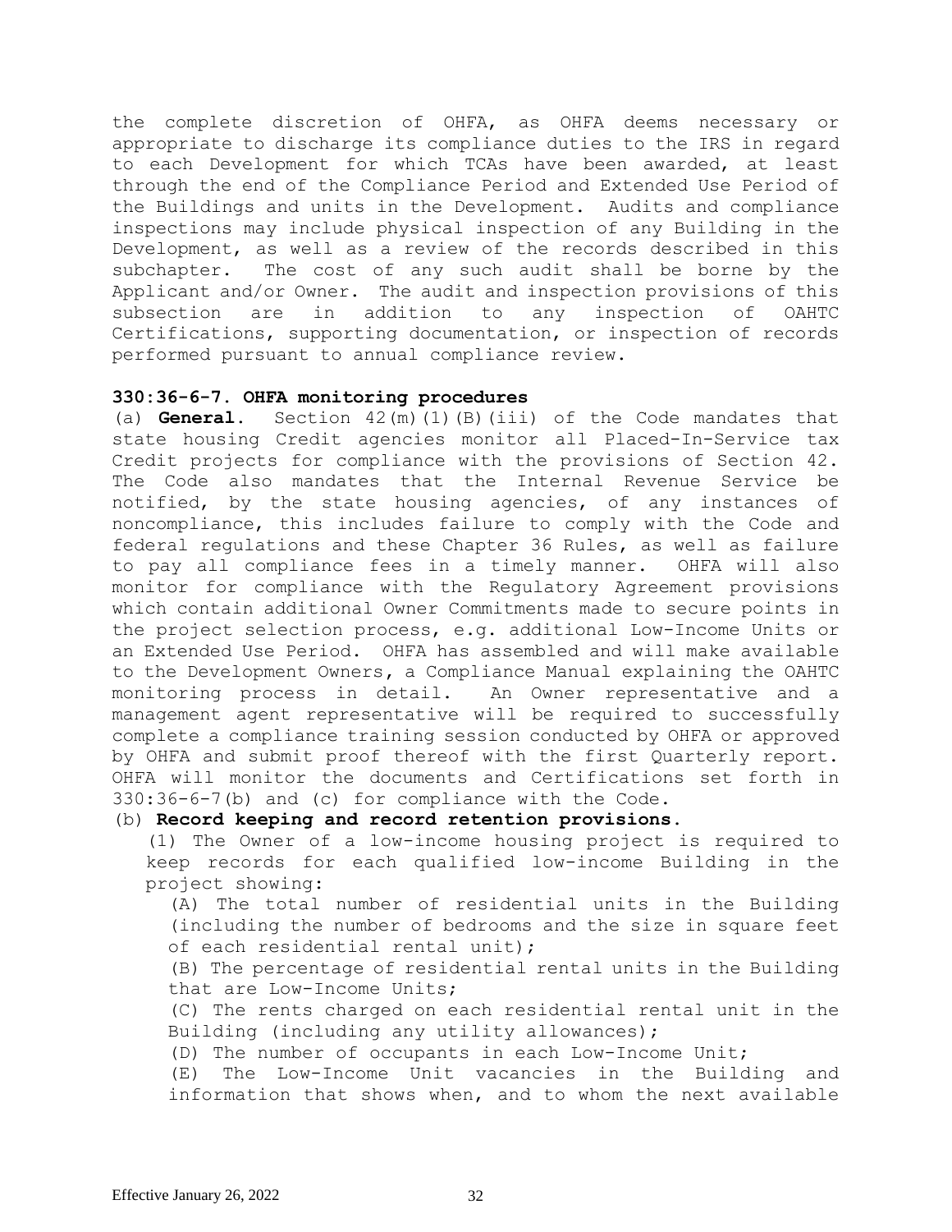the complete discretion of OHFA, as OHFA deems necessary or appropriate to discharge its compliance duties to the IRS in regard to each Development for which TCAs have been awarded, at least through the end of the Compliance Period and Extended Use Period of the Buildings and units in the Development. Audits and compliance inspections may include physical inspection of any Building in the Development, as well as a review of the records described in this subchapter. The cost of any such audit shall be borne by the Applicant and/or Owner. The audit and inspection provisions of this subsection are in addition to any inspection of OAHTC Certifications, supporting documentation, or inspection of records performed pursuant to annual compliance review.

**330:36-6-7. OHFA monitoring procedures**

(a) **General.** Section 42(m)(1)(B)(iii) of the Code mandates that state housing Credit agencies monitor all Placed-In-Service tax Credit projects for compliance with the provisions of Section 42. The Code also mandates that the Internal Revenue Service be notified, by the state housing agencies, of any instances of noncompliance, this includes failure to comply with the Code and federal regulations and these Chapter 36 Rules, as well as failure to pay all compliance fees in a timely manner. OHFA will also monitor for compliance with the Regulatory Agreement provisions which contain additional Owner Commitments made to secure points in the project selection process, e.g. additional Low-Income Units or an Extended Use Period. OHFA has assembled and will make available to the Development Owners, a Compliance Manual explaining the OAHTC monitoring process in detail. An Owner representative and a management agent representative will be required to successfully complete a compliance training session conducted by OHFA or approved by OHFA and submit proof thereof with the first Quarterly report. OHFA will monitor the documents and Certifications set forth in 330:36-6-7(b) and (c) for compliance with the Code.

(b) **Record keeping and record retention provisions.**

(1) The Owner of a low-income housing project is required to keep records for each qualified low-income Building in the project showing:

(A) The total number of residential units in the Building (including the number of bedrooms and the size in square feet of each residential rental unit);

(B) The percentage of residential rental units in the Building that are Low-Income Units;

(C) The rents charged on each residential rental unit in the Building (including any utility allowances);

(D) The number of occupants in each Low-Income Unit;

(E) The Low-Income Unit vacancies in the Building and information that shows when, and to whom the next available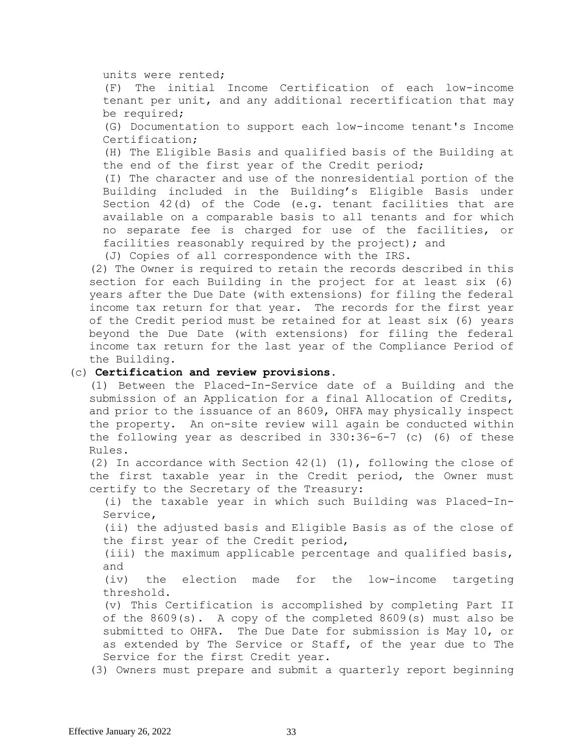units were rented;

(F) The initial Income Certification of each low-income tenant per unit, and any additional recertification that may be required;

(G) Documentation to support each low-income tenant's Income Certification;

(H) The Eligible Basis and qualified basis of the Building at the end of the first year of the Credit period;

(I) The character and use of the nonresidential portion of the Building included in the Building's Eligible Basis under Section 42(d) of the Code (e.g. tenant facilities that are available on a comparable basis to all tenants and for which no separate fee is charged for use of the facilities, or facilities reasonably required by the project); and

(J) Copies of all correspondence with the IRS.

(2) The Owner is required to retain the records described in this section for each Building in the project for at least six (6) years after the Due Date (with extensions) for filing the federal income tax return for that year. The records for the first year of the Credit period must be retained for at least six (6) years beyond the Due Date (with extensions) for filing the federal income tax return for the last year of the Compliance Period of the Building.

(c) **Certification and review provisions.**

(1) Between the Placed-In-Service date of a Building and the submission of an Application for a final Allocation of Credits, and prior to the issuance of an 8609, OHFA may physically inspect the property. An on-site review will again be conducted within the following year as described in 330:36-6-7 (c) (6) of these Rules.

(2) In accordance with Section 42(l) (1), following the close of the first taxable year in the Credit period, the Owner must certify to the Secretary of the Treasury:

(i) the taxable year in which such Building was Placed-In-Service,

(ii) the adjusted basis and Eligible Basis as of the close of the first year of the Credit period,

(iii) the maximum applicable percentage and qualified basis, and

(iv) the election made for the low-income targeting threshold.

(v) This Certification is accomplished by completing Part II of the 8609(s). A copy of the completed 8609(s) must also be submitted to OHFA. The Due Date for submission is May 10, or as extended by The Service or Staff, of the year due to The Service for the first Credit year.

(3) Owners must prepare and submit a quarterly report beginning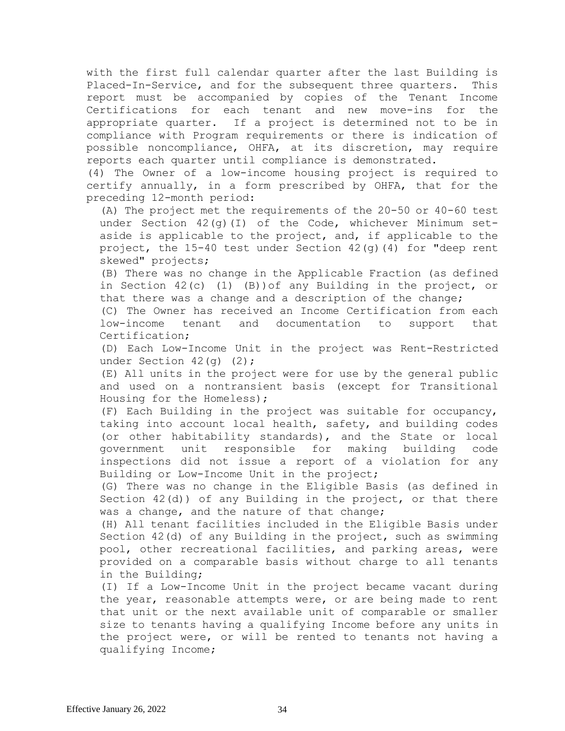with the first full calendar quarter after the last Building is Placed-In-Service, and for the subsequent three quarters. This report must be accompanied by copies of the Tenant Income Certifications for each tenant and new move-ins for the appropriate quarter. If a project is determined not to be in compliance with Program requirements or there is indication of possible noncompliance, OHFA, at its discretion, may require reports each quarter until compliance is demonstrated.

(4) The Owner of a low-income housing project is required to certify annually, in a form prescribed by OHFA, that for the preceding 12-month period:

(A) The project met the requirements of the 20-50 or 40-60 test under Section 42(g)(I) of the Code, whichever Minimum set-aside is applicable to the project, and, if applicable to the project, the 15-40 test under Section 42(g)(4) for "deep rent skewed" projects;

(B) There was no change in the Applicable Fraction (as defined in Section 42(c) (1) (B))of any Building in the project, or that there was a change and a description of the change;

(C) The Owner has received an Income Certification from each low-income tenant and documentation to support that Certification;

(D) Each Low-Income Unit in the project was Rent-Restricted under Section 42(g) (2);

(E) All units in the project were for use by the general public and used on a nontransient basis (except for Transitional Housing for the Homeless);

(F) Each Building in the project was suitable for occupancy, taking into account local health, safety, and building codes (or other habitability standards), and the State or local government unit responsible for making building code inspections did not issue a report of a violation for any Building or Low-Income Unit in the project;

(G) There was no change in the Eligible Basis (as defined in Section 42(d)) of any Building in the project, or that there was a change, and the nature of that change;

(H) All tenant facilities included in the Eligible Basis under Section 42(d) of any Building in the project, such as swimming pool, other recreational facilities, and parking areas, were provided on a comparable basis without charge to all tenants in the Building;

(I) If a Low-Income Unit in the project became vacant during the year, reasonable attempts were, or are being made to rent that unit or the next available unit of comparable or smaller size to tenants having a qualifying Income before any units in the project were, or will be rented to tenants not having a qualifying Income;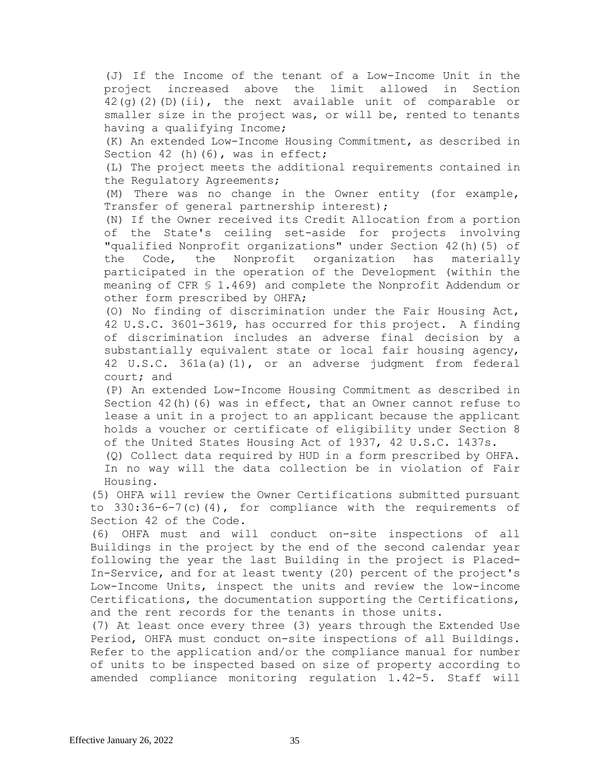(J) If the Income of the tenant of a Low-Income Unit in the project increased above the limit allowed in Section 42(g)(2)(D)(ii), the next available unit of comparable or smaller size in the project was, or will be, rented to tenants having a qualifying Income;

(K) An extended Low-Income Housing Commitment, as described in Section 42 (h)(6), was in effect;

(L) The project meets the additional requirements contained in the Regulatory Agreements;

(M) There was no change in the Owner entity (for example, Transfer of general partnership interest);

(N) If the Owner received its Credit Allocation from a portion of the State's ceiling set-aside for projects involving "qualified Nonprofit organizations" under Section 42(h)(5) of the Code, the Nonprofit organization has materially participated in the operation of the Development (within the meaning of CFR § 1.469) and complete the Nonprofit Addendum or other form prescribed by OHFA;

(O) No finding of discrimination under the Fair Housing Act, 42 U.S.C. 3601-3619, has occurred for this project. A finding of discrimination includes an adverse final decision by a substantially equivalent state or local fair housing agency, 42 U.S.C. 361a(a)(1), or an adverse judgment from federal court; and

(P) An extended Low-Income Housing Commitment as described in Section 42(h)(6) was in effect, that an Owner cannot refuse to lease a unit in a project to an applicant because the applicant holds a voucher or certificate of eligibility under Section 8 of the United States Housing Act of 1937, 42 U.S.C. 1437s.

(Q) Collect data required by HUD in a form prescribed by OHFA. In no way will the data collection be in violation of Fair Housing.

(5) OHFA will review the Owner Certifications submitted pursuant to 330:36-6-7(c)(4), for compliance with the requirements of Section 42 of the Code.

(6) OHFA must and will conduct on-site inspections of all Buildings in the project by the end of the second calendar year following the year the last Building in the project is Placed-In-Service, and for at least twenty (20) percent of the project's Low-Income Units, inspect the units and review the low-income Certifications, the documentation supporting the Certifications, and the rent records for the tenants in those units.

(7) At least once every three (3) years through the Extended Use Period, OHFA must conduct on-site inspections of all Buildings. Refer to the application and/or the compliance manual for number of units to be inspected based on size of property according to amended compliance monitoring regulation 1.42-5. Staff will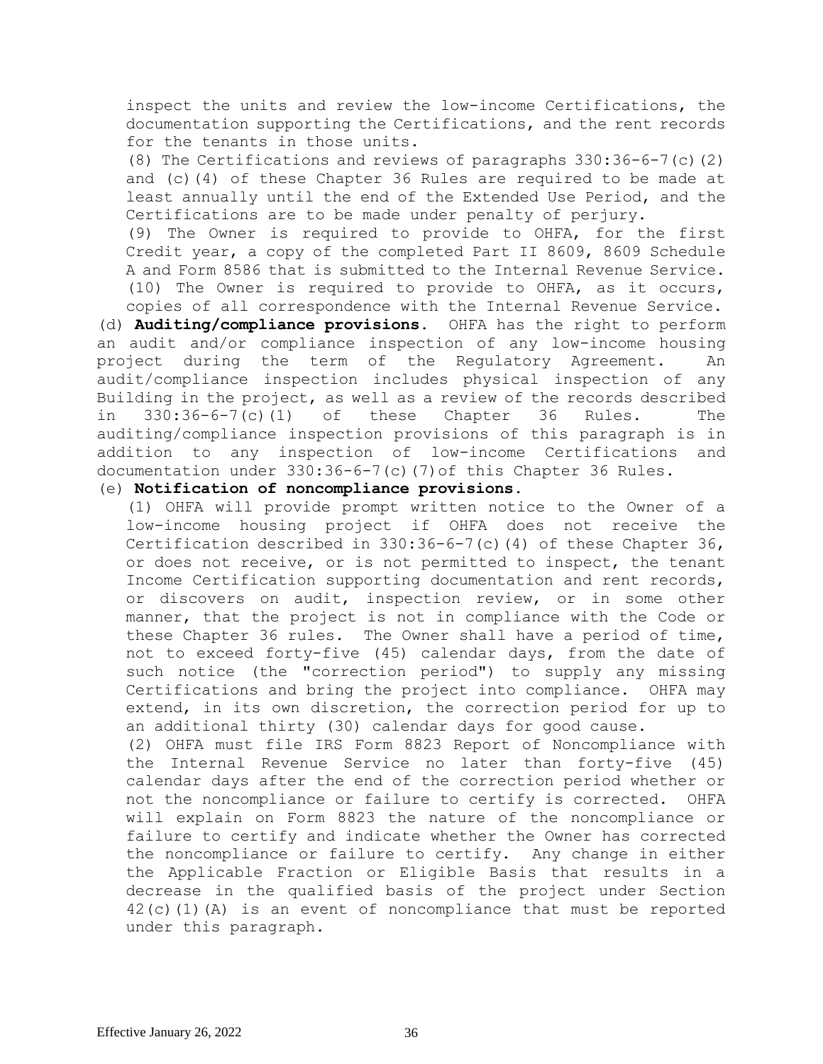inspect the units and review the low-income Certifications, the documentation supporting the Certifications, and the rent records for the tenants in those units.

(8) The Certifications and reviews of paragraphs 330:36-6-7(c)(2) and (c)(4) of these Chapter 36 Rules are required to be made at least annually until the end of the Extended Use Period, and the Certifications are to be made under penalty of perjury.

(9) The Owner is required to provide to OHFA, for the first Credit year, a copy of the completed Part II 8609, 8609 Schedule A and Form 8586 that is submitted to the Internal Revenue Service.

(10) The Owner is required to provide to OHFA, as it occurs, copies of all correspondence with the Internal Revenue Service.

(d) **Auditing/compliance provisions.** OHFA has the right to perform an audit and/or compliance inspection of any low-income housing project during the term of the Regulatory Agreement. An audit/compliance inspection includes physical inspection of any Building in the project, as well as a review of the records described in 330:36-6-7(c)(1) of these Chapter 36 Rules. The auditing/compliance inspection provisions of this paragraph is in addition to any inspection of low-income Certifications and documentation under 330:36-6-7(c)(7)of this Chapter 36 Rules.

(e) **Notification of noncompliance provisions.**

(1) OHFA will provide prompt written notice to the Owner of a low-income housing project if OHFA does not receive the Certification described in 330:36-6-7(c)(4) of these Chapter 36, or does not receive, or is not permitted to inspect, the tenant Income Certification supporting documentation and rent records, or discovers on audit, inspection review, or in some other manner, that the project is not in compliance with the Code or these Chapter 36 rules. The Owner shall have a period of time, not to exceed forty-five (45) calendar days, from the date of such notice (the "correction period") to supply any missing Certifications and bring the project into compliance. OHFA may extend, in its own discretion, the correction period for up to an additional thirty (30) calendar days for good cause.

(2) OHFA must file IRS Form 8823 Report of Noncompliance with the Internal Revenue Service no later than forty-five (45) calendar days after the end of the correction period whether or not the noncompliance or failure to certify is corrected. OHFA will explain on Form 8823 the nature of the noncompliance or failure to certify and indicate whether the Owner has corrected the noncompliance or failure to certify. Any change in either the Applicable Fraction or Eligible Basis that results in a decrease in the qualified basis of the project under Section 42(c)(1)(A) is an event of noncompliance that must be reported under this paragraph.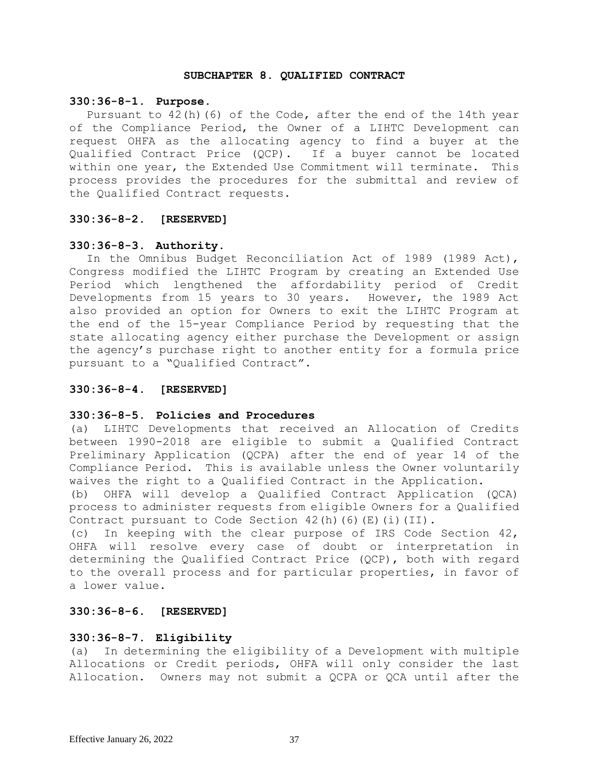## SUBCHAPTER 8. QUALIFIED CONTRACT

### 330:36-8-1. Purpose.

Pursuant to 42(h)(6) of the Code, after the end of the 14th year of the Compliance Period, the Owner of a LIHTC Development can request OHFA as the allocating agency to find a buyer at the Qualified Contract Price (QCP). If a buyer cannot be located within one year, the Extended Use Commitment will terminate. This process provides the procedures for the submittal and review of the Qualified Contract requests.

### 330:36-8-2. [RESERVED]

### 330:36-8-3. Authority.

In the Omnibus Budget Reconciliation Act of 1989 (1989 Act), Congress modified the LIHTC Program by creating an Extended Use Period which lengthened the affordability period of Credit Developments from 15 years to 30 years. However, the 1989 Act also provided an option for Owners to exit the LIHTC Program at the end of the 15-year Compliance Period by requesting that the state allocating agency either purchase the Development or assign the agency's purchase right to another entity for a formula price pursuant to a "Qualified Contract".

### 330:36-8-4. [RESERVED]

### 330:36-8-5. Policies and Procedures

(a) LIHTC Developments that received an Allocation of Credits between 1990-2018 are eligible to submit a Qualified Contract Preliminary Application (QCPA) after the end of year 14 of the Compliance Period. This is available unless the Owner voluntarily waives the right to a Qualified Contract in the Application.

(b) OHFA will develop a Qualified Contract Application (QCA) process to administer requests from eligible Owners for a Qualified Contract pursuant to Code Section 42(h)(6)(E)(i)(II).

(c) In keeping with the clear purpose of IRS Code Section 42, OHFA will resolve every case of doubt or interpretation in determining the Qualified Contract Price (QCP), both with regard to the overall process and for particular properties, in favor of a lower value.

### 330:36-8-6. [RESERVED]

### 330:36-8-7. Eligibility

(a) In determining the eligibility of a Development with multiple Allocations or Credit periods, OHFA will only consider the last Allocation. Owners may not submit a QCPA or QCA until after the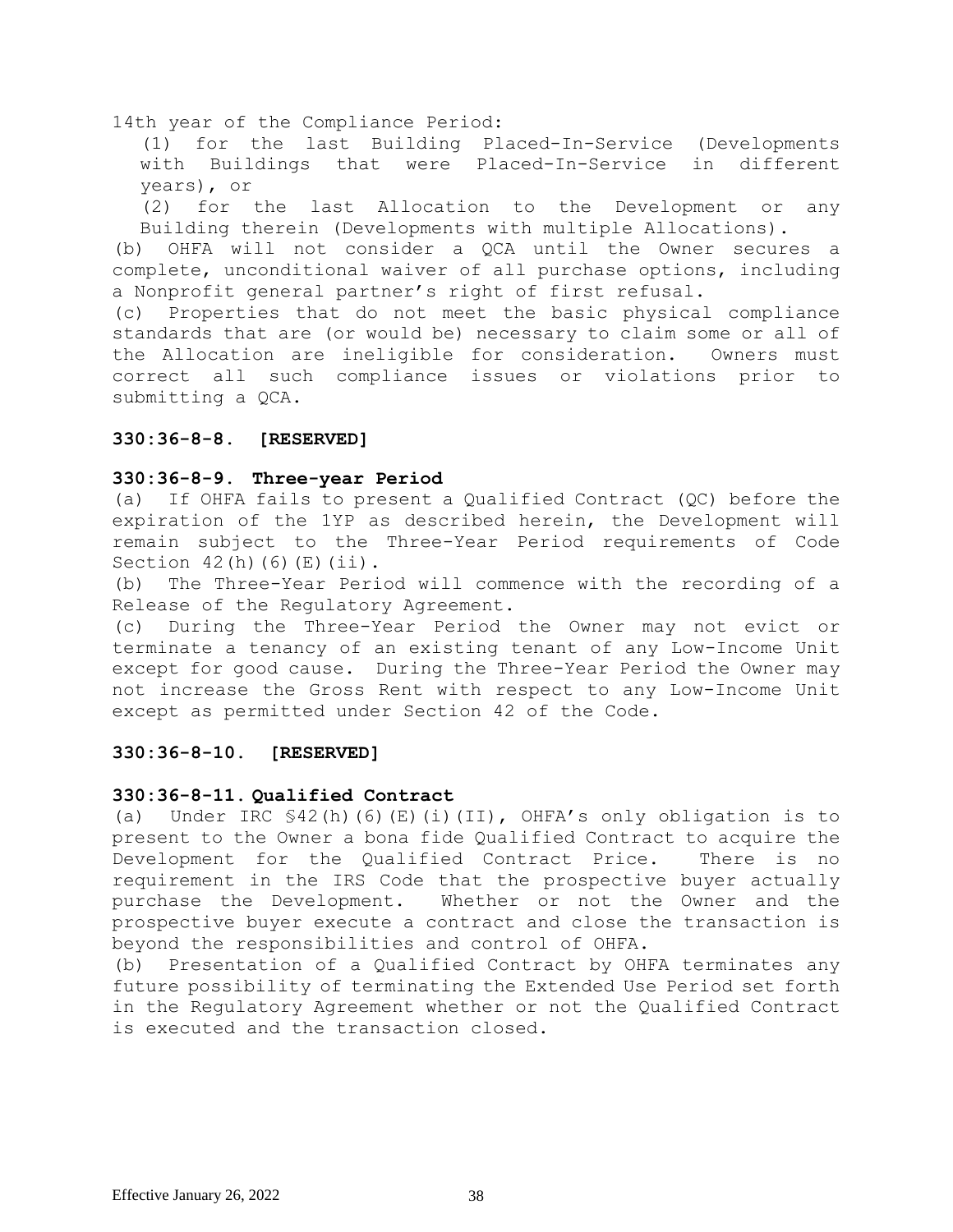14th year of the Compliance Period:

(1) for the last Building Placed-In-Service (Developments with Buildings that were Placed-In-Service in different years), or

(2) for the last Allocation to the Development or any Building therein (Developments with multiple Allocations).

(b) OHFA will not consider a QCA until the Owner secures a complete, unconditional waiver of all purchase options, including a Nonprofit general partner's right of first refusal.

(c) Properties that do not meet the basic physical compliance standards that are (or would be) necessary to claim some or all of the Allocation are ineligible for consideration. Owners must correct all such compliance issues or violations prior to submitting a QCA.

**330:36-8-8. [RESERVED]**

**330:36-8-9. Three-year Period**

(a) If OHFA fails to present a Qualified Contract (QC) before the expiration of the 1YP as described herein, the Development will remain subject to the Three-Year Period requirements of Code Section 42(h)(6)(E)(ii).

(b) The Three-Year Period will commence with the recording of a Release of the Regulatory Agreement.

(c) During the Three-Year Period the Owner may not evict or terminate a tenancy of an existing tenant of any Low-Income Unit except for good cause. During the Three-Year Period the Owner may not increase the Gross Rent with respect to any Low-Income Unit except as permitted under Section 42 of the Code.

**330:36-8-10. [RESERVED]**

**330:36-8-11. Qualified Contract**

(a) Under IRC §42(h)(6)(E)(i)(II), OHFA's only obligation is to present to the Owner a bona fide Qualified Contract to acquire the Development for the Qualified Contract Price. There is no requirement in the IRS Code that the prospective buyer actually purchase the Development. Whether or not the Owner and the prospective buyer execute a contract and close the transaction is beyond the responsibilities and control of OHFA.

(b) Presentation of a Qualified Contract by OHFA terminates any future possibility of terminating the Extended Use Period set forth in the Regulatory Agreement whether or not the Qualified Contract is executed and the transaction closed.